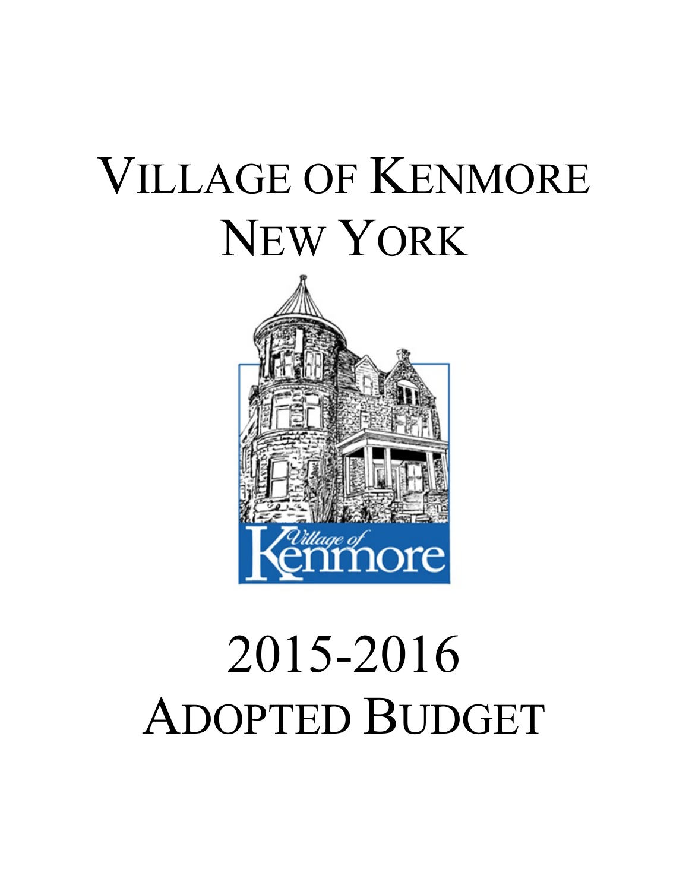# VILLAGE OF KENMORE
# NEW YORK

# 2015-2016
# ADOPTED BUDGET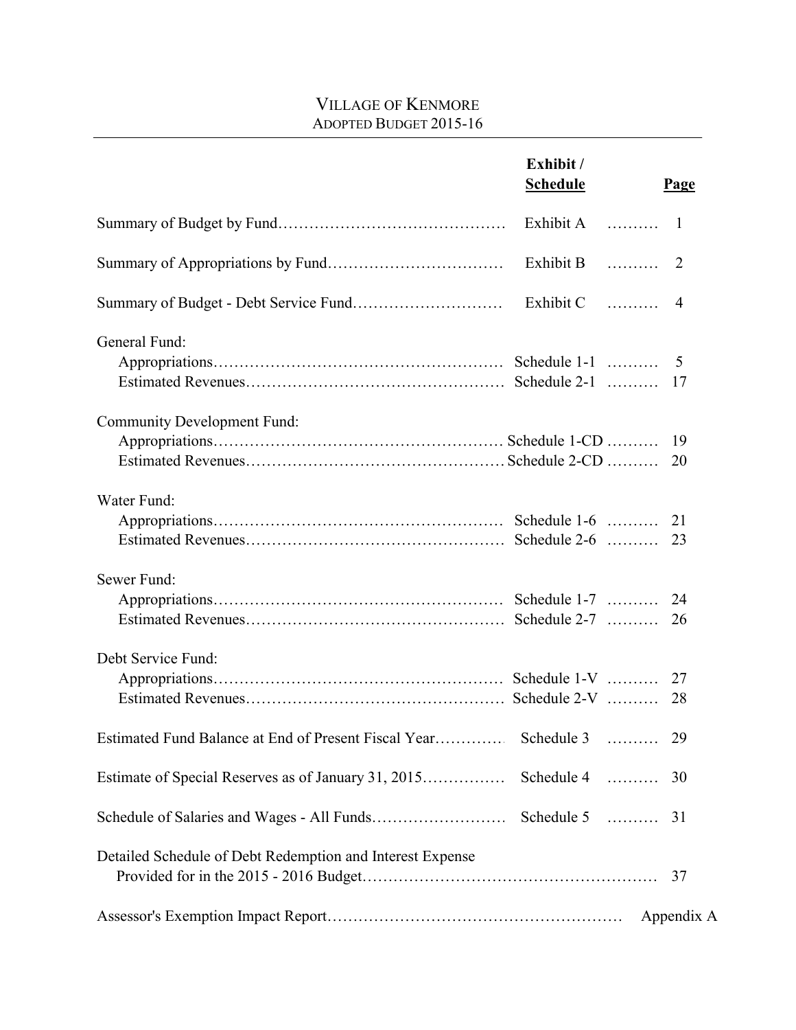# VILLAGE OF KENMORE
## ADOPTED BUDGET 2015-16

| | Exhibit / Schedule | Page |
|---|---|---|
| Summary of Budget by Fund | Exhibit A | 1 |
| Summary of Appropriations by Fund | Exhibit B | 2 |
| Summary of Budget - Debt Service Fund | Exhibit C | 4 |
| **General Fund:** | | |
| Appropriations | Schedule 1-1 | 5 |
| Estimated Revenues | Schedule 2-1 | 17 |
| **Community Development Fund:** | | |
| Appropriations | Schedule 1-CD | 19 |
| Estimated Revenues | Schedule 2-CD | 20 |
| **Water Fund:** | | |
| Appropriations | Schedule 1-6 | 21 |
| Estimated Revenues | Schedule 2-6 | 23 |
| **Sewer Fund:** | | |
| Appropriations | Schedule 1-7 | 24 |
| Estimated Revenues | Schedule 2-7 | 26 |
| **Debt Service Fund:** | | |
| Appropriations | Schedule 1-V | 27 |
| Estimated Revenues | Schedule 2-V | 28 |
| Estimated Fund Balance at End of Present Fiscal Year | Schedule 3 | 29 |
| Estimate of Special Reserves as of January 31, 2015 | Schedule 4 | 30 |
| Schedule of Salaries and Wages - All Funds | Schedule 5 | 31 |
| Detailed Schedule of Debt Redemption and Interest Expense Provided for in the 2015 - 2016 Budget | | 37 |
| Assessor's Exemption Impact Report | | Appendix A |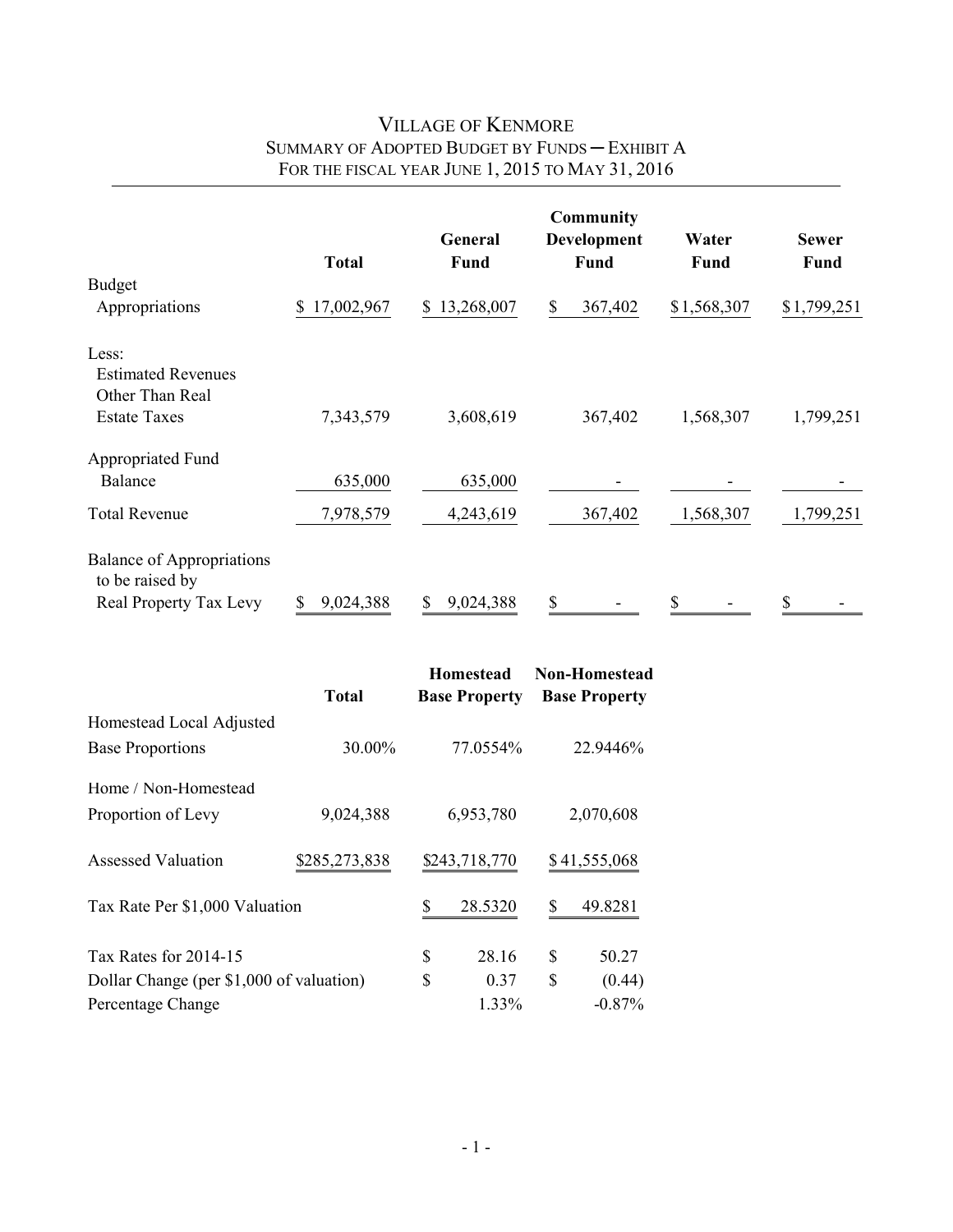# Village of Kenmore

## Summary of Adopted Budget by Funds ─ Exhibit A

### For the fiscal year June 1, 2015 to May 31, 2016

| | Total | General Fund | Community Development Fund | Water Fund | Sewer Fund |
|---|---|---|---|---|---|
| **Budget** | | | | | |
| Appropriations | $ 17,002,967 | $ 13,268,007 | $ 367,402 | $1,568,307 | $1,799,251 |
| Less: | | | | | |
| Estimated Revenues Other Than Real Estate Taxes | 7,343,579 | 3,608,619 | 367,402 | 1,568,307 | 1,799,251 |
| Appropriated Fund Balance | 635,000 | 635,000 | - | - | - |
| Total Revenue | 7,978,579 | 4,243,619 | 367,402 | 1,568,307 | 1,799,251 |
| Balance of Appropriations to be raised by Real Property Tax Levy | $ 9,024,388 | $ 9,024,388 | $ - | $ - | $ - |

| | Total | Homestead Base Property | Non-Homestead Base Property |
|---|---|---|---|
| Homestead Local Adjusted Base Proportions | 30.00% | 77.0554% | 22.9446% |
| Home / Non-Homestead Proportion of Levy | 9,024,388 | 6,953,780 | 2,070,608 |
| Assessed Valuation | $285,273,838 | $243,718,770 | $41,555,068 |
| Tax Rate Per $1,000 Valuation | | $ 28.5320 | $ 49.8281 |
| Tax Rates for 2014-15 | | $ 28.16 | $ 50.27 |
| Dollar Change (per $1,000 of valuation) | | $ 0.37 | $ (0.44) |
| Percentage Change | | 1.33% | -0.87% |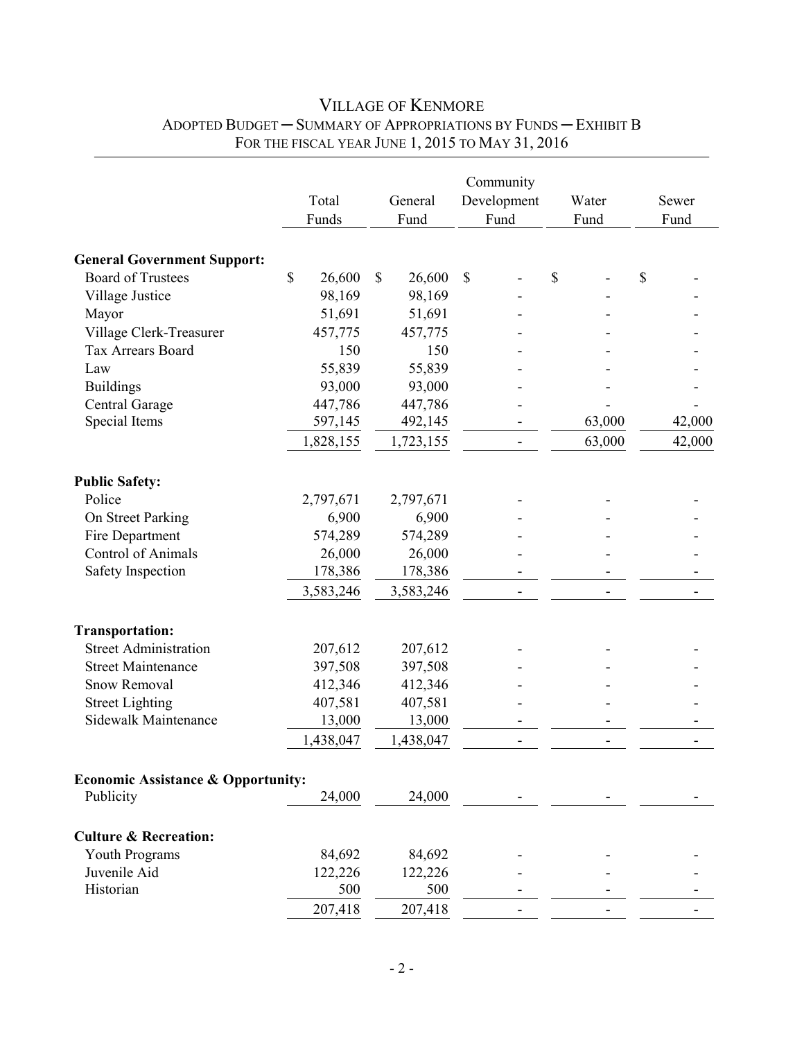# VILLAGE OF KENMORE

## ADOPTED BUDGET ─ SUMMARY OF APPROPRIATIONS BY FUNDS ─ EXHIBIT B

### FOR THE FISCAL YEAR JUNE 1, 2015 TO MAY 31, 2016

| | Total Funds | General Fund | Community Development Fund | Water Fund | Sewer Fund |
|---|---|---|---|---|---|
| **General Government Support:** | | | | | |
| Board of Trustees | $ 26,600 | $ 26,600 | $ - | $ - | $ - |
| Village Justice | 98,169 | 98,169 | - | - | - |
| Mayor | 51,691 | 51,691 | - | - | - |
| Village Clerk-Treasurer | 457,775 | 457,775 | - | - | - |
| Tax Arrears Board | 150 | 150 | - | - | - |
| Law | 55,839 | 55,839 | - | - | - |
| Buildings | 93,000 | 93,000 | - | - | - |
| Central Garage | 447,786 | 447,786 | - | - | - |
| Special Items | 597,145 | 492,145 | - | 63,000 | 42,000 |
| | 1,828,155 | 1,723,155 | - | 63,000 | 42,000 |
| **Public Safety:** | | | | | |
| Police | 2,797,671 | 2,797,671 | - | - | - |
| On Street Parking | 6,900 | 6,900 | - | - | - |
| Fire Department | 574,289 | 574,289 | - | - | - |
| Control of Animals | 26,000 | 26,000 | - | - | - |
| Safety Inspection | 178,386 | 178,386 | - | - | - |
| | 3,583,246 | 3,583,246 | - | - | - |
| **Transportation:** | | | | | |
| Street Administration | 207,612 | 207,612 | - | - | - |
| Street Maintenance | 397,508 | 397,508 | - | - | - |
| Snow Removal | 412,346 | 412,346 | - | - | - |
| Street Lighting | 407,581 | 407,581 | - | - | - |
| Sidewalk Maintenance | 13,000 | 13,000 | - | - | - |
| | 1,438,047 | 1,438,047 | - | - | - |
| **Economic Assistance & Opportunity:** | | | | | |
| Publicity | 24,000 | 24,000 | - | - | - |
| **Culture & Recreation:** | | | | | |
| Youth Programs | 84,692 | 84,692 | - | - | - |
| Juvenile Aid | 122,226 | 122,226 | - | - | - |
| Historian | 500 | 500 | - | - | - |
| | 207,418 | 207,418 | - | - | - |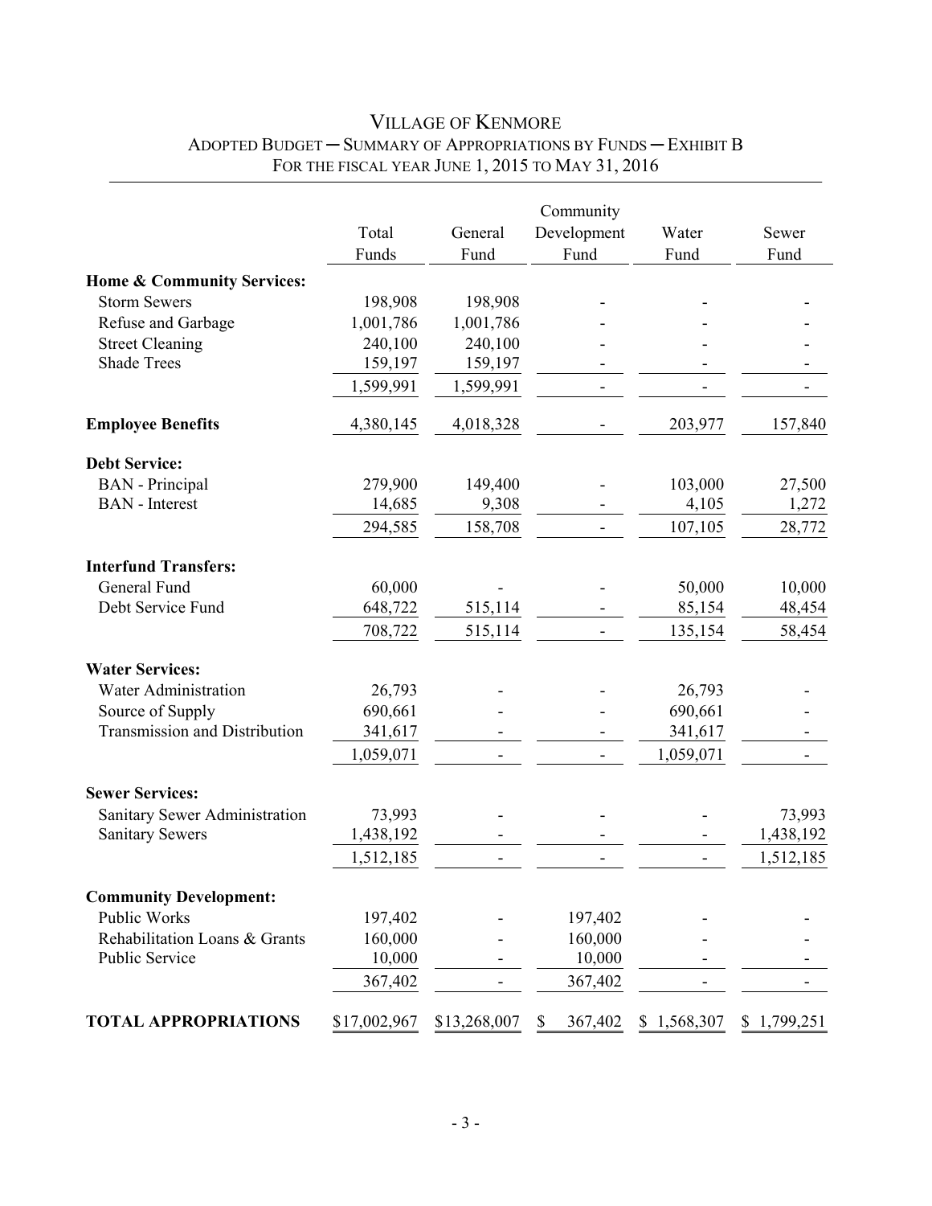# VILLAGE OF KENMORE

## ADOPTED BUDGET ─ SUMMARY OF APPROPRIATIONS BY FUNDS ─ EXHIBIT B

### FOR THE FISCAL YEAR JUNE 1, 2015 TO MAY 31, 2016

| | Total Funds | General Fund | Community Development Fund | Water Fund | Sewer Fund |
|---|---|---|---|---|---|
| **Home & Community Services:** | | | | | |
| Storm Sewers | 198,908 | 198,908 | - | - | - |
| Refuse and Garbage | 1,001,786 | 1,001,786 | - | - | - |
| Street Cleaning | 240,100 | 240,100 | - | - | - |
| Shade Trees | 159,197 | 159,197 | - | - | - |
| | 1,599,991 | 1,599,991 | - | - | - |
| **Employee Benefits** | 4,380,145 | 4,018,328 | - | 203,977 | 157,840 |
| **Debt Service:** | | | | | |
| BAN - Principal | 279,900 | 149,400 | - | 103,000 | 27,500 |
| BAN - Interest | 14,685 | 9,308 | - | 4,105 | 1,272 |
| | 294,585 | 158,708 | - | 107,105 | 28,772 |
| **Interfund Transfers:** | | | | | |
| General Fund | 60,000 | - | - | 50,000 | 10,000 |
| Debt Service Fund | 648,722 | 515,114 | - | 85,154 | 48,454 |
| | 708,722 | 515,114 | - | 135,154 | 58,454 |
| **Water Services:** | | | | | |
| Water Administration | 26,793 | - | - | 26,793 | - |
| Source of Supply | 690,661 | - | - | 690,661 | - |
| Transmission and Distribution | 341,617 | - | - | 341,617 | - |
| | 1,059,071 | - | - | 1,059,071 | - |
| **Sewer Services:** | | | | | |
| Sanitary Sewer Administration | 73,993 | - | - | - | 73,993 |
| Sanitary Sewers | 1,438,192 | - | - | - | 1,438,192 |
| | 1,512,185 | - | - | - | 1,512,185 |
| **Community Development:** | | | | | |
| Public Works | 197,402 | - | 197,402 | - | - |
| Rehabilitation Loans & Grants | 160,000 | - | 160,000 | - | - |
| Public Service | 10,000 | - | 10,000 | - | - |
| | 367,402 | - | 367,402 | - | - |
| **TOTAL APPROPRIATIONS** | $17,002,967 | $13,268,007 | $ 367,402 | $ 1,568,307 | $ 1,799,251 |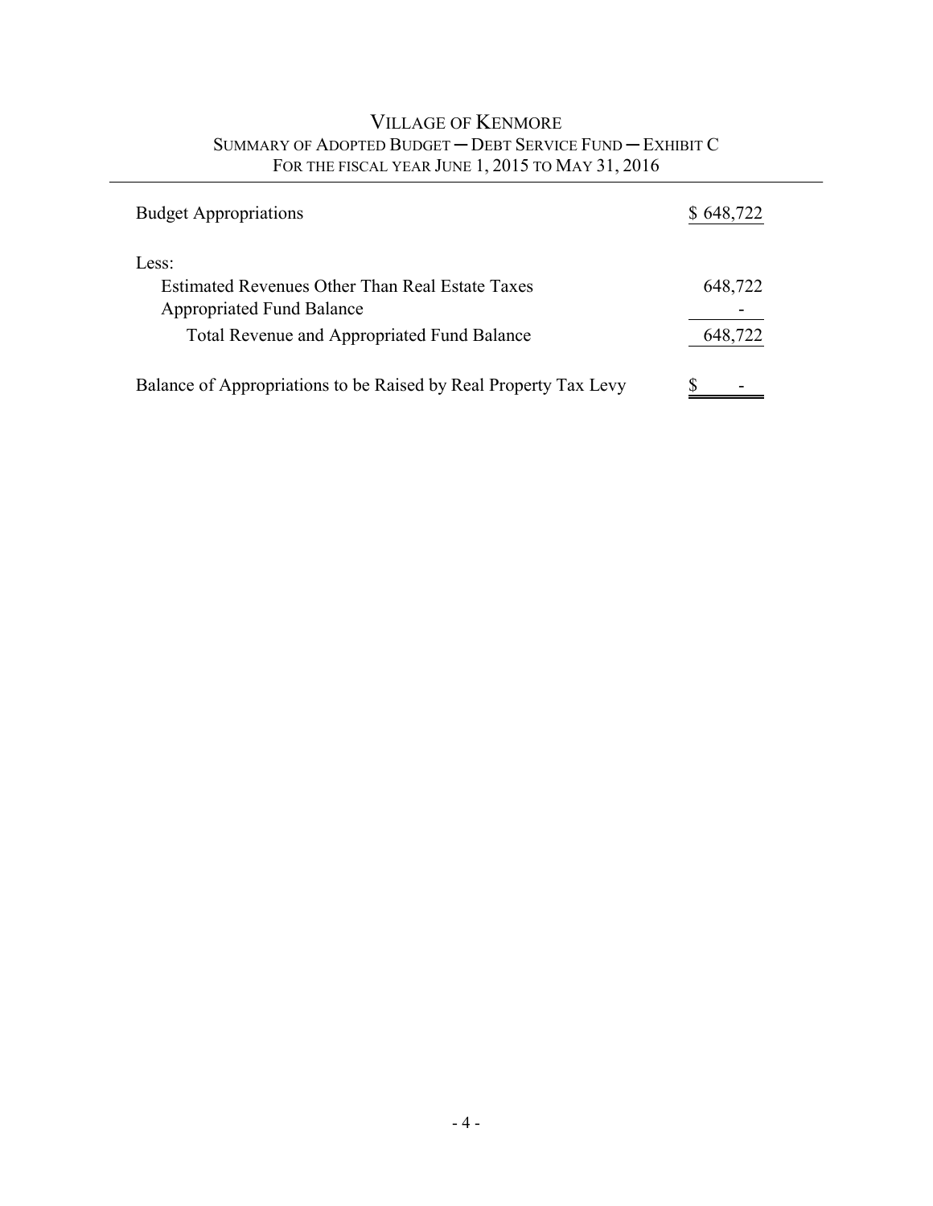# VILLAGE OF KENMORE

## SUMMARY OF ADOPTED BUDGET — DEBT SERVICE FUND — EXHIBIT C

### FOR THE FISCAL YEAR JUNE 1, 2015 TO MAY 31, 2016

| | |
|---|---|
| Budget Appropriations | $ 648,722 |
| | |
| Less: | |
| Estimated Revenues Other Than Real Estate Taxes | 648,722 |
| Appropriated Fund Balance | - |
| Total Revenue and Appropriated Fund Balance | 648,722 |
| | |
| Balance of Appropriations to be Raised by Real Property Tax Levy | $ - |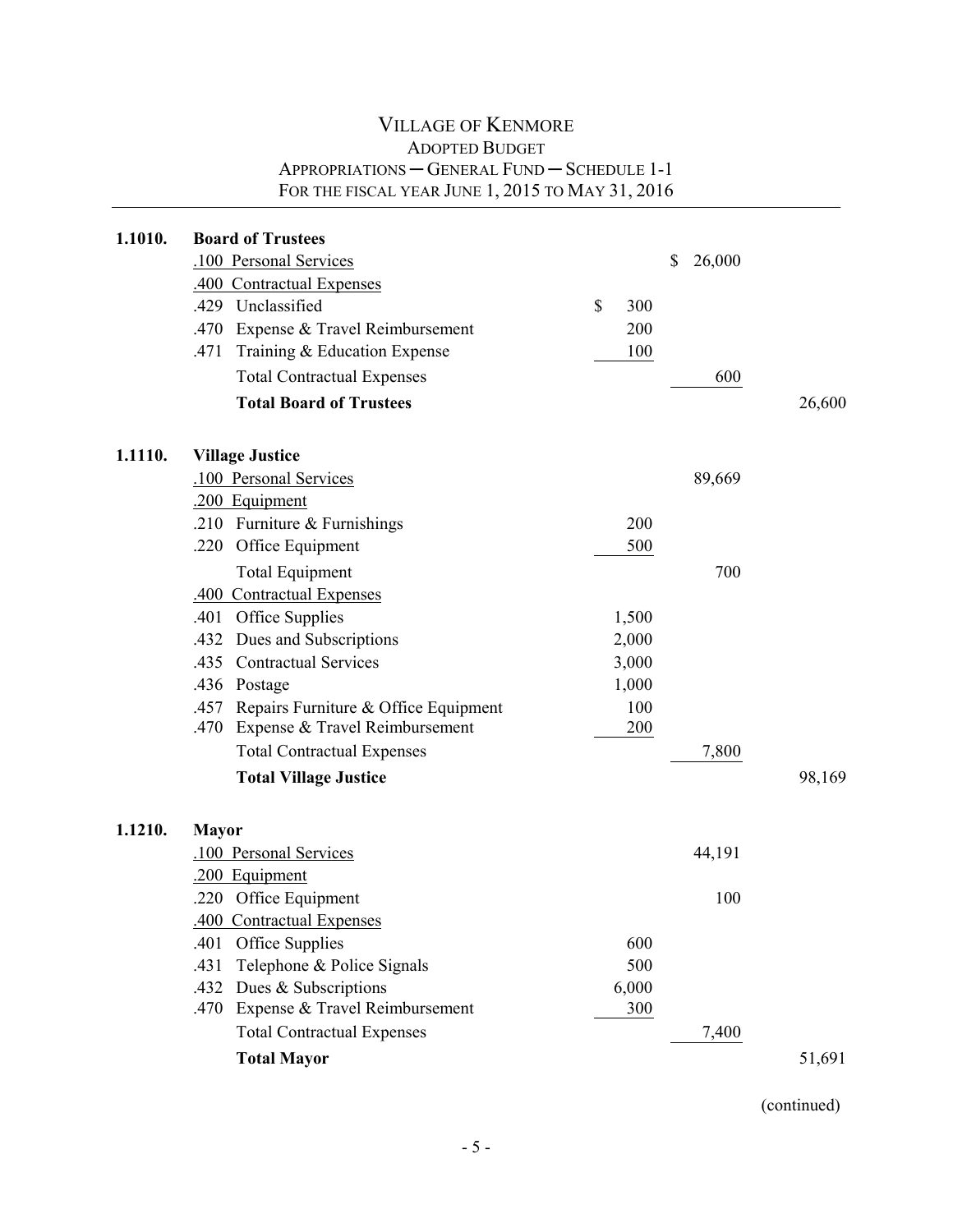# VILLAGE OF KENMORE

## ADOPTED BUDGET

### APPROPRIATIONS ─ GENERAL FUND ─ SCHEDULE 1-1

### FOR THE FISCAL YEAR JUNE 1, 2015 TO MAY 31, 2016

| | | | | |
|---|---|---|---|---|
| **1.1010.** | **Board of Trustees** | | | |
| | .100 Personal Services | | $ 26,000 | |
| | .400 Contractual Expenses | | | |
| | .429 Unclassified | $ 300 | | |
| | .470 Expense & Travel Reimbursement | 200 | | |
| | .471 Training & Education Expense | 100 | | |
| | Total Contractual Expenses | | 600 | |
| | **Total Board of Trustees** | | | 26,600 |
| | | | | |
| **1.1110.** | **Village Justice** | | | |
| | .100 Personal Services | | 89,669 | |
| | .200 Equipment | | | |
| | .210 Furniture & Furnishings | 200 | | |
| | .220 Office Equipment | 500 | | |
| | Total Equipment | | 700 | |
| | .400 Contractual Expenses | | | |
| | .401 Office Supplies | 1,500 | | |
| | .432 Dues and Subscriptions | 2,000 | | |
| | .435 Contractual Services | 3,000 | | |
| | .436 Postage | 1,000 | | |
| | .457 Repairs Furniture & Office Equipment | 100 | | |
| | .470 Expense & Travel Reimbursement | 200 | | |
| | Total Contractual Expenses | | 7,800 | |
| | **Total Village Justice** | | | 98,169 |
| | | | | |
| **1.1210.** | **Mayor** | | | |
| | .100 Personal Services | | 44,191 | |
| | .200 Equipment | | | |
| | .220 Office Equipment | | 100 | |
| | .400 Contractual Expenses | | | |
| | .401 Office Supplies | 600 | | |
| | .431 Telephone & Police Signals | 500 | | |
| | .432 Dues & Subscriptions | 6,000 | | |
| | .470 Expense & Travel Reimbursement | 300 | | |
| | Total Contractual Expenses | | 7,400 | |
| | **Total Mayor** | | | 51,691 |

(continued)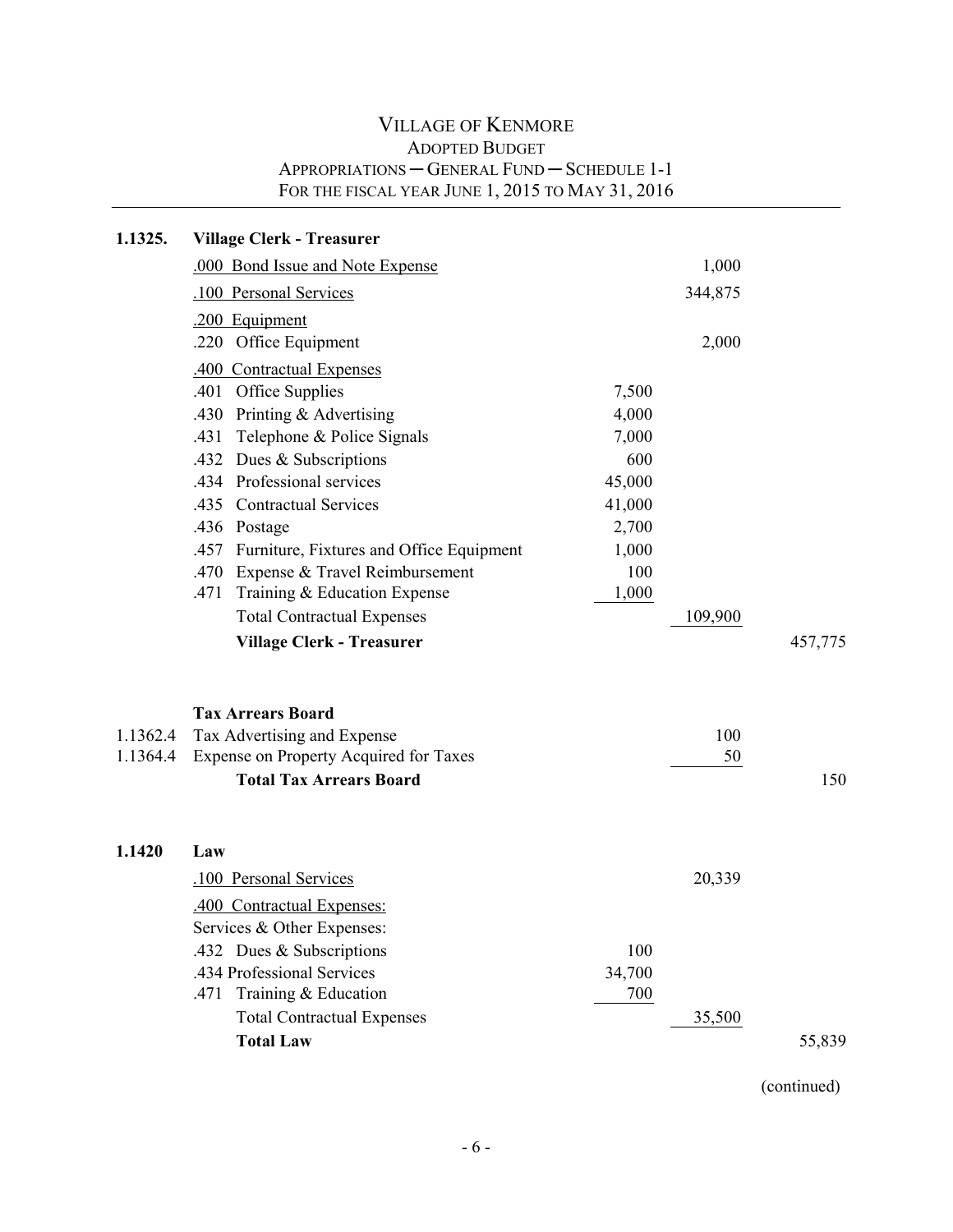# VILLAGE OF KENMORE
## ADOPTED BUDGET
### APPROPRIATIONS ─ GENERAL FUND ─ SCHEDULE 1-1
### FOR THE FISCAL YEAR JUNE 1, 2015 TO MAY 31, 2016

| Code | Description | | | |
|---|---|---|---|---|
| **1.1325.** | **Village Clerk - Treasurer** | | | |
| | .000 Bond Issue and Note Expense | | 1,000 | |
| | .100 Personal Services | | 344,875 | |
| | .200 Equipment | | | |
| | .220 Office Equipment | | 2,000 | |
| | .400 Contractual Expenses | | | |
| | .401 Office Supplies | 7,500 | | |
| | .430 Printing & Advertising | 4,000 | | |
| | .431 Telephone & Police Signals | 7,000 | | |
| | .432 Dues & Subscriptions | 600 | | |
| | .434 Professional services | 45,000 | | |
| | .435 Contractual Services | 41,000 | | |
| | .436 Postage | 2,700 | | |
| | .457 Furniture, Fixtures and Office Equipment | 1,000 | | |
| | .470 Expense & Travel Reimbursement | 100 | | |
| | .471 Training & Education Expense | 1,000 | | |
| | Total Contractual Expenses | | 109,900 | |
| | **Village Clerk - Treasurer** | | | 457,775 |
| | | | | |
| | **Tax Arrears Board** | | | |
| 1.1362.4 | Tax Advertising and Expense | | 100 | |
| 1.1364.4 | Expense on Property Acquired for Taxes | | 50 | |
| | **Total Tax Arrears Board** | | | 150 |
| | | | | |
| **1.1420** | **Law** | | | |
| | .100 Personal Services | | 20,339 | |
| | .400 Contractual Expenses: | | | |
| | Services & Other Expenses: | | | |
| | .432 Dues & Subscriptions | 100 | | |
| | .434 Professional Services | 34,700 | | |
| | .471 Training & Education | 700 | | |
| | Total Contractual Expenses | | 35,500 | |
| | **Total Law** | | | 55,839 |

(continued)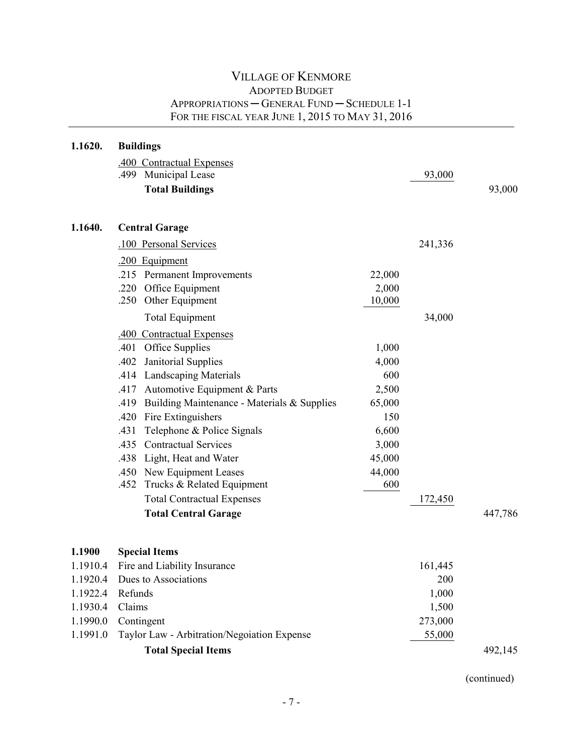# VILLAGE OF KENMORE

## ADOPTED BUDGET

### APPROPRIATIONS ─ GENERAL FUND ─ SCHEDULE 1-1

### FOR THE FISCAL YEAR JUNE 1, 2015 TO MAY 31, 2016

| Code | Description | | | |
|---|---|---|---|---|
| **1.1620.** | **Buildings** | | | |
| | .400 Contractual Expenses | | | |
| | .499 Municipal Lease | | 93,000 | |
| | **Total Buildings** | | | 93,000 |
| | | | | |
| **1.1640.** | **Central Garage** | | | |
| | .100 Personal Services | | 241,336 | |
| | .200 Equipment | | | |
| | .215 Permanent Improvements | 22,000 | | |
| | .220 Office Equipment | 2,000 | | |
| | .250 Other Equipment | 10,000 | | |
| | Total Equipment | | 34,000 | |
| | .400 Contractual Expenses | | | |
| | .401 Office Supplies | 1,000 | | |
| | .402 Janitorial Supplies | 4,000 | | |
| | .414 Landscaping Materials | 600 | | |
| | .417 Automotive Equipment & Parts | 2,500 | | |
| | .419 Building Maintenance - Materials & Supplies | 65,000 | | |
| | .420 Fire Extinguishers | 150 | | |
| | .431 Telephone & Police Signals | 6,600 | | |
| | .435 Contractual Services | 3,000 | | |
| | .438 Light, Heat and Water | 45,000 | | |
| | .450 New Equipment Leases | 44,000 | | |
| | .452 Trucks & Related Equipment | 600 | | |
| | Total Contractual Expenses | | 172,450 | |
| | **Total Central Garage** | | | 447,786 |
| | | | | |
| **1.1900** | **Special Items** | | | |
| 1.1910.4 | Fire and Liability Insurance | | 161,445 | |
| 1.1920.4 | Dues to Associations | | 200 | |
| 1.1922.4 | Refunds | | 1,000 | |
| 1.1930.4 | Claims | | 1,500 | |
| 1.1990.0 | Contingent | | 273,000 | |
| 1.1991.0 | Taylor Law - Arbitration/Negoiation Expense | | 55,000 | |
| | **Total Special Items** | | | 492,145 |

(continued)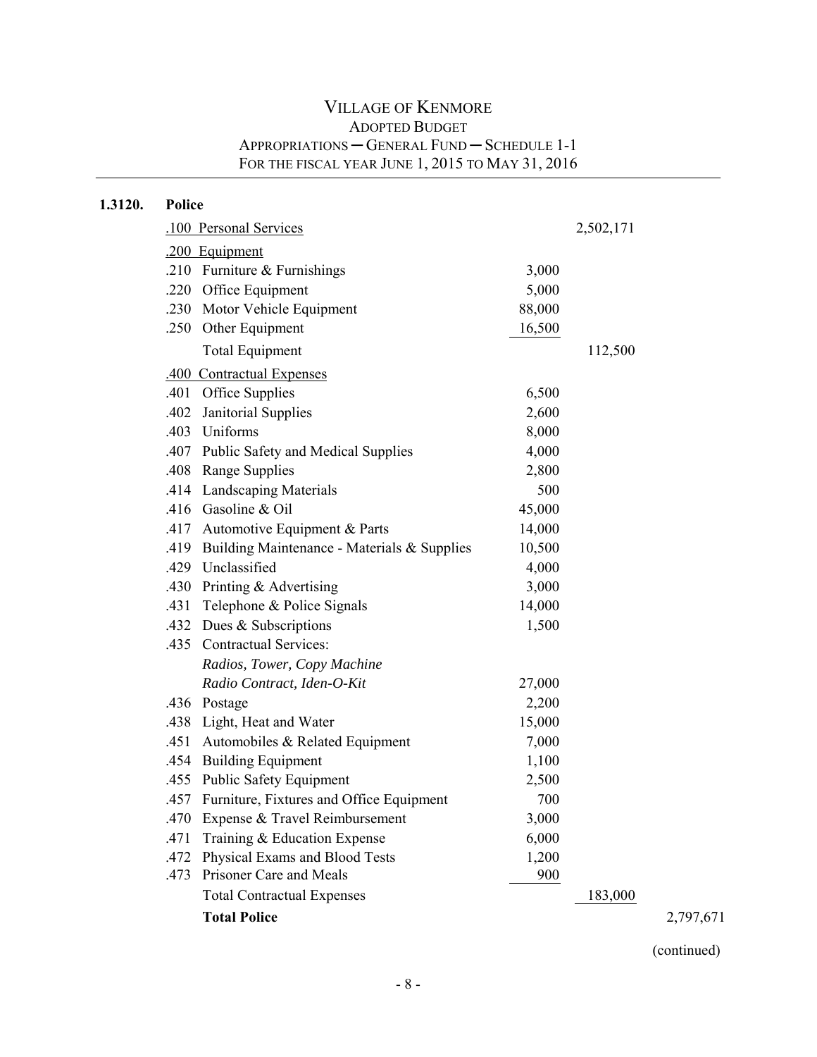# VILLAGE OF KENMORE
## ADOPTED BUDGET
### APPROPRIATIONS — GENERAL FUND — SCHEDULE 1-1
### FOR THE FISCAL YEAR JUNE 1, 2015 TO MAY 31, 2016

| Code | Description | | | |
|---|---|---|---|---|
| **1.3120.** | **Police** | | | |
| | .100 Personal Services | | 2,502,171 | |
| | .200 Equipment | | | |
| | .210 Furniture & Furnishings | 3,000 | | |
| | .220 Office Equipment | 5,000 | | |
| | .230 Motor Vehicle Equipment | 88,000 | | |
| | .250 Other Equipment | 16,500 | | |
| | Total Equipment | | 112,500 | |
| | .400 Contractual Expenses | | | |
| | .401 Office Supplies | 6,500 | | |
| | .402 Janitorial Supplies | 2,600 | | |
| | .403 Uniforms | 8,000 | | |
| | .407 Public Safety and Medical Supplies | 4,000 | | |
| | .408 Range Supplies | 2,800 | | |
| | .414 Landscaping Materials | 500 | | |
| | .416 Gasoline & Oil | 45,000 | | |
| | .417 Automotive Equipment & Parts | 14,000 | | |
| | .419 Building Maintenance - Materials & Supplies | 10,500 | | |
| | .429 Unclassified | 4,000 | | |
| | .430 Printing & Advertising | 3,000 | | |
| | .431 Telephone & Police Signals | 14,000 | | |
| | .432 Dues & Subscriptions | 1,500 | | |
| | .435 Contractual Services: *Radios, Tower, Copy Machine Radio Contract, Iden-O-Kit* | 27,000 | | |
| | .436 Postage | 2,200 | | |
| | .438 Light, Heat and Water | 15,000 | | |
| | .451 Automobiles & Related Equipment | 7,000 | | |
| | .454 Building Equipment | 1,100 | | |
| | .455 Public Safety Equipment | 2,500 | | |
| | .457 Furniture, Fixtures and Office Equipment | 700 | | |
| | .470 Expense & Travel Reimbursement | 3,000 | | |
| | .471 Training & Education Expense | 6,000 | | |
| | .472 Physical Exams and Blood Tests | 1,200 | | |
| | .473 Prisoner Care and Meals | 900 | | |
| | Total Contractual Expenses | | 183,000 | |
| | **Total Police** | | | 2,797,671 |

(continued)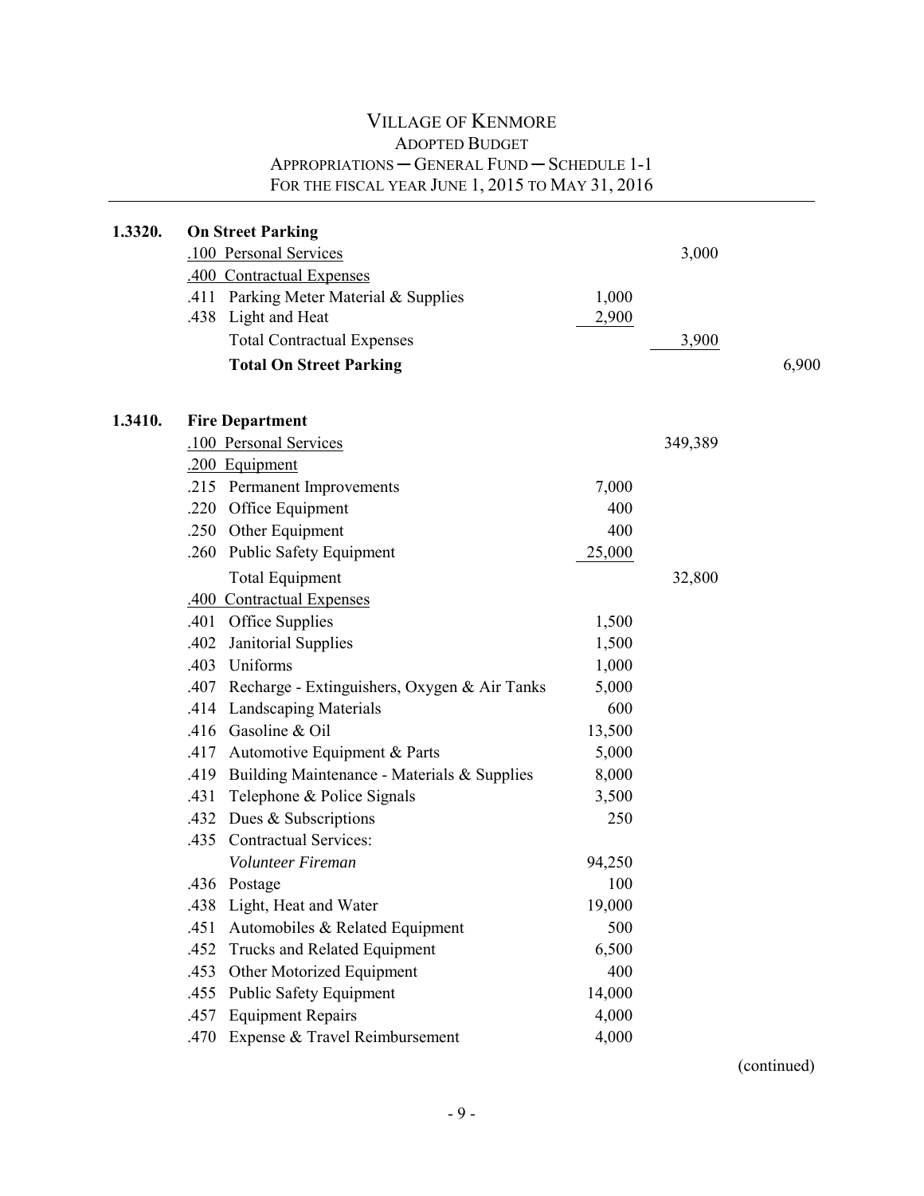# VILLAGE OF KENMORE
## ADOPTED BUDGET
### APPROPRIATIONS ─ GENERAL FUND ─ SCHEDULE 1-1
### FOR THE FISCAL YEAR JUNE 1, 2015 TO MAY 31, 2016

| Account | Description | | | |
|---|---|---|---|---|
| **1.3320.** | **On Street Parking** | | | |
| | .100 Personal Services | | 3,000 | |
| | .400 Contractual Expenses | | | |
| | .411 Parking Meter Material & Supplies | 1,000 | | |
| | .438 Light and Heat | 2,900 | | |
| | Total Contractual Expenses | | 3,900 | |
| | **Total On Street Parking** | | | 6,900 |
| | | | | |
| **1.3410.** | **Fire Department** | | | |
| | .100 Personal Services | | 349,389 | |
| | .200 Equipment | | | |
| | .215 Permanent Improvements | 7,000 | | |
| | .220 Office Equipment | 400 | | |
| | .250 Other Equipment | 400 | | |
| | .260 Public Safety Equipment | 25,000 | | |
| | Total Equipment | | 32,800 | |
| | .400 Contractual Expenses | | | |
| | .401 Office Supplies | 1,500 | | |
| | .402 Janitorial Supplies | 1,500 | | |
| | .403 Uniforms | 1,000 | | |
| | .407 Recharge - Extinguishers, Oxygen & Air Tanks | 5,000 | | |
| | .414 Landscaping Materials | 600 | | |
| | .416 Gasoline & Oil | 13,500 | | |
| | .417 Automotive Equipment & Parts | 5,000 | | |
| | .419 Building Maintenance - Materials & Supplies | 8,000 | | |
| | .431 Telephone & Police Signals | 3,500 | | |
| | .432 Dues & Subscriptions | 250 | | |
| | .435 Contractual Services: | | | |
| | *Volunteer Fireman* | 94,250 | | |
| | .436 Postage | 100 | | |
| | .438 Light, Heat and Water | 19,000 | | |
| | .451 Automobiles & Related Equipment | 500 | | |
| | .452 Trucks and Related Equipment | 6,500 | | |
| | .453 Other Motorized Equipment | 400 | | |
| | .455 Public Safety Equipment | 14,000 | | |
| | .457 Equipment Repairs | 4,000 | | |
| | .470 Expense & Travel Reimbursement | 4,000 | | |

(continued)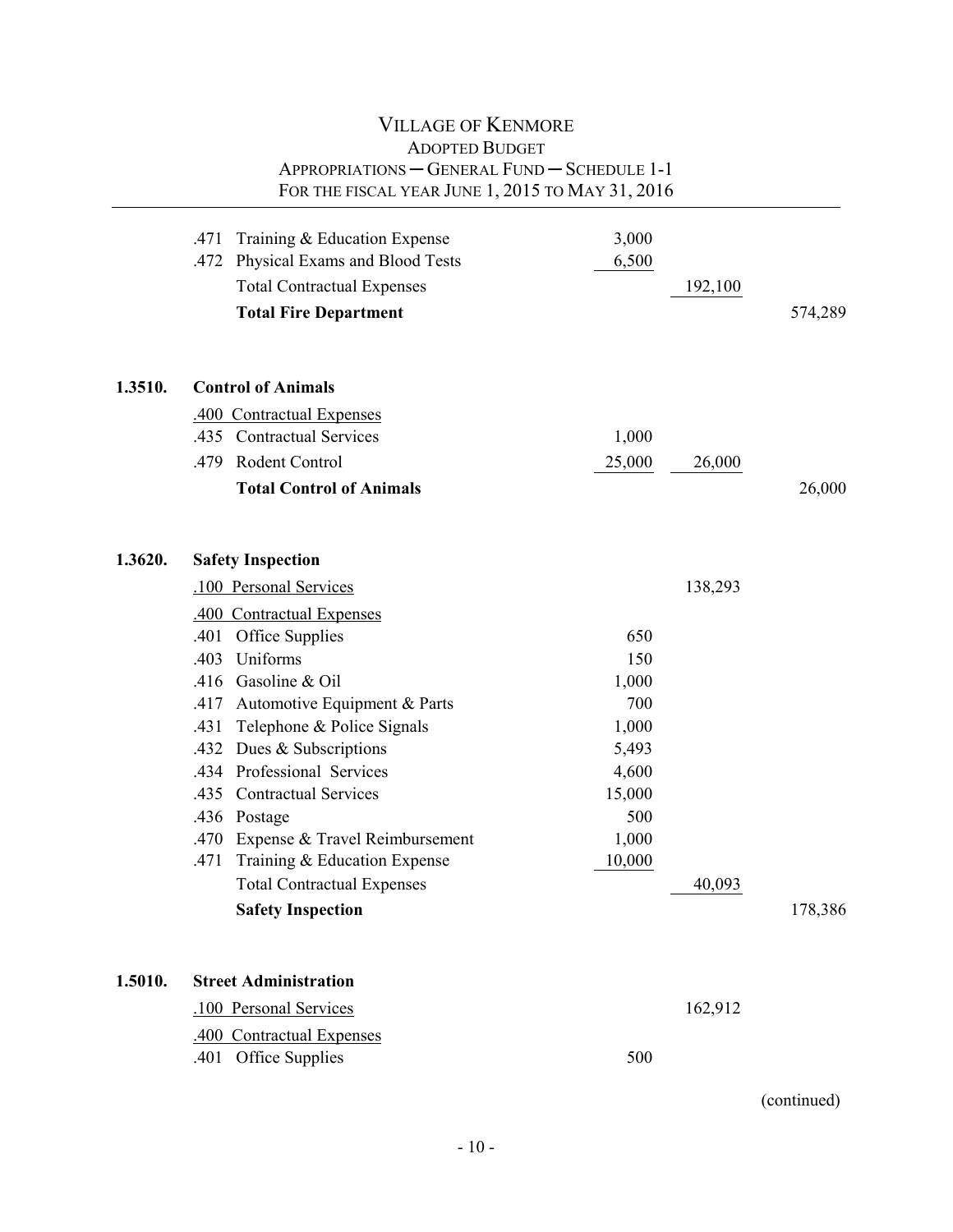# Village of Kenmore
## Adopted Budget
### Appropriations ─ General Fund ─ Schedule 1-1
### For the fiscal year June 1, 2015 to May 31, 2016

| Code | Description | | | |
|---|---|---|---|---|
| | .471 Training & Education Expense | 3,000 | | |
| | .472 Physical Exams and Blood Tests | 6,500 | | |
| | Total Contractual Expenses | | 192,100 | |
| | **Total Fire Department** | | | 574,289 |
| **1.3510.** | **Control of Animals** | | | |
| | .400 Contractual Expenses | | | |
| | .435 Contractual Services | 1,000 | | |
| | .479 Rodent Control | 25,000 | 26,000 | |
| | **Total Control of Animals** | | | 26,000 |
| **1.3620.** | **Safety Inspection** | | | |
| | .100 Personal Services | | 138,293 | |
| | .400 Contractual Expenses | | | |
| | .401 Office Supplies | 650 | | |
| | .403 Uniforms | 150 | | |
| | .416 Gasoline & Oil | 1,000 | | |
| | .417 Automotive Equipment & Parts | 700 | | |
| | .431 Telephone & Police Signals | 1,000 | | |
| | .432 Dues & Subscriptions | 5,493 | | |
| | .434 Professional Services | 4,600 | | |
| | .435 Contractual Services | 15,000 | | |
| | .436 Postage | 500 | | |
| | .470 Expense & Travel Reimbursement | 1,000 | | |
| | .471 Training & Education Expense | 10,000 | | |
| | Total Contractual Expenses | | 40,093 | |
| | **Safety Inspection** | | | 178,386 |
| **1.5010.** | **Street Administration** | | | |
| | .100 Personal Services | | 162,912 | |
| | .400 Contractual Expenses | | | |
| | .401 Office Supplies | 500 | | |

(continued)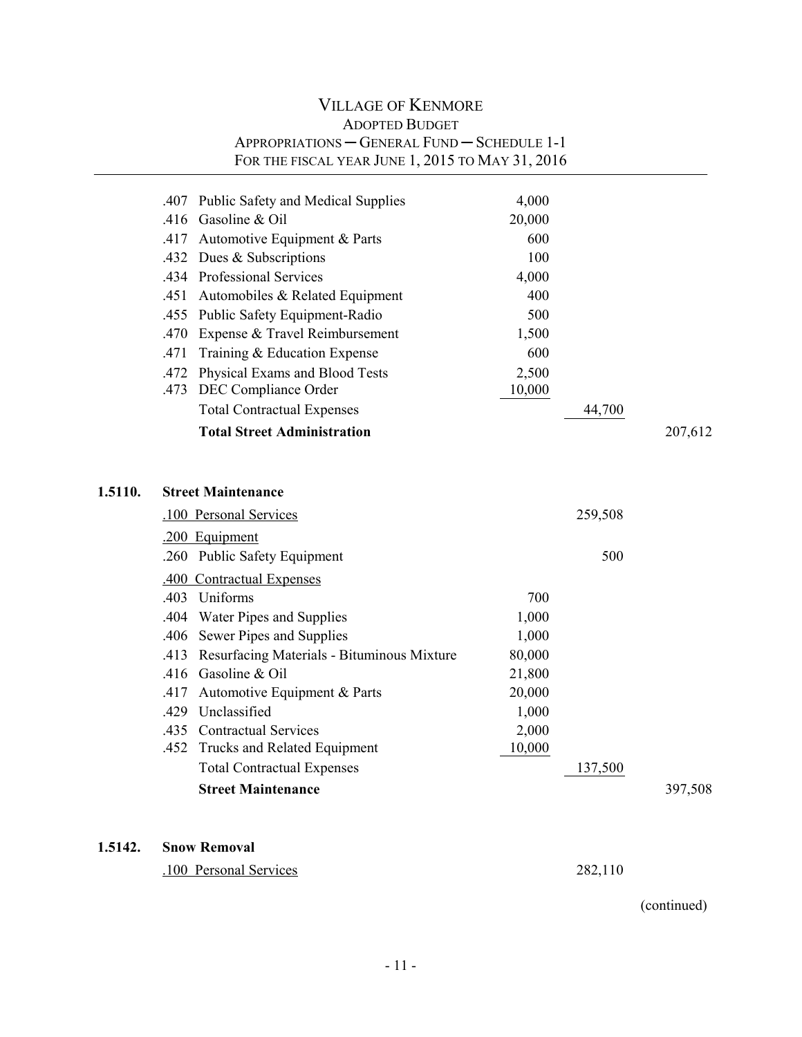# VILLAGE OF KENMORE

## ADOPTED BUDGET

## APPROPRIATIONS — GENERAL FUND — SCHEDULE 1-1

## FOR THE FISCAL YEAR JUNE 1, 2015 TO MAY 31, 2016

| Code | Description | | | |
|---|---|---|---|---|
| .407 | Public Safety and Medical Supplies | 4,000 | | |
| .416 | Gasoline & Oil | 20,000 | | |
| .417 | Automotive Equipment & Parts | 600 | | |
| .432 | Dues & Subscriptions | 100 | | |
| .434 | Professional Services | 4,000 | | |
| .451 | Automobiles & Related Equipment | 400 | | |
| .455 | Public Safety Equipment-Radio | 500 | | |
| .470 | Expense & Travel Reimbursement | 1,500 | | |
| .471 | Training & Education Expense | 600 | | |
| .472 | Physical Exams and Blood Tests | 2,500 | | |
| .473 | DEC Compliance Order | 10,000 | | |
| | Total Contractual Expenses | | 44,700 | |
| | **Total Street Administration** | | | 207,612 |

**1.5110. Street Maintenance**

| Code | Description | | | |
|---|---|---|---|---|
| .100 | Personal Services | | 259,508 | |
| .200 | Equipment | | | |
| .260 | Public Safety Equipment | | 500 | |
| .400 | Contractual Expenses | | | |
| .403 | Uniforms | 700 | | |
| .404 | Water Pipes and Supplies | 1,000 | | |
| .406 | Sewer Pipes and Supplies | 1,000 | | |
| .413 | Resurfacing Materials - Bituminous Mixture | 80,000 | | |
| .416 | Gasoline & Oil | 21,800 | | |
| .417 | Automotive Equipment & Parts | 20,000 | | |
| .429 | Unclassified | 1,000 | | |
| .435 | Contractual Services | 2,000 | | |
| .452 | Trucks and Related Equipment | 10,000 | | |
| | Total Contractual Expenses | | 137,500 | |
| | **Street Maintenance** | | | 397,508 |

**1.5142. Snow Removal**

| Code | Description | | | |
|---|---|---|---|---|
| .100 | Personal Services | | 282,110 | |

(continued)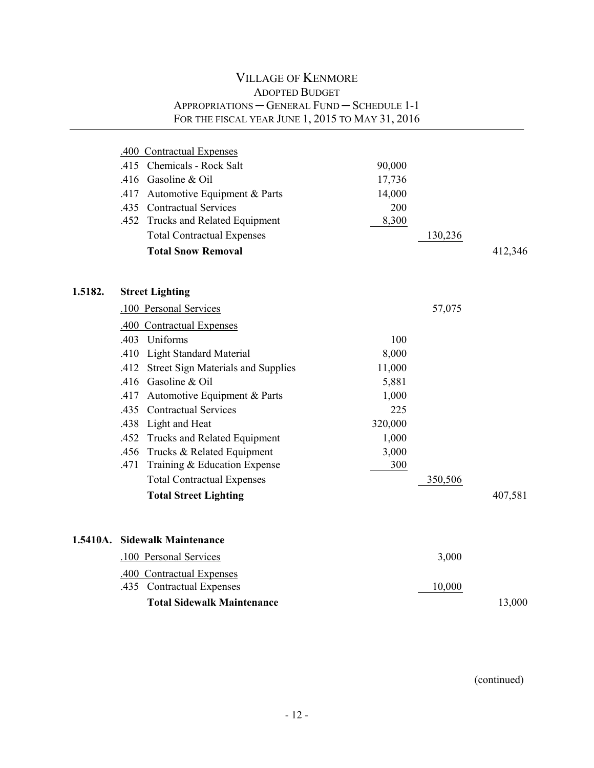# VILLAGE OF KENMORE

## ADOPTED BUDGET

### APPROPRIATIONS ─ GENERAL FUND ─ SCHEDULE 1-1

### FOR THE FISCAL YEAR JUNE 1, 2015 TO MAY 31, 2016

| | | | | |
|---|---|---|---|---|
| | .400 Contractual Expenses | | | |
| | .415 Chemicals - Rock Salt | 90,000 | | |
| | .416 Gasoline & Oil | 17,736 | | |
| | .417 Automotive Equipment & Parts | 14,000 | | |
| | .435 Contractual Services | 200 | | |
| | .452 Trucks and Related Equipment | 8,300 | | |
| | Total Contractual Expenses | | 130,236 | |
| | **Total Snow Removal** | | | 412,346 |
| | | | | |
| **1.5182.** | **Street Lighting** | | | |
| | .100 Personal Services | | 57,075 | |
| | .400 Contractual Expenses | | | |
| | .403 Uniforms | 100 | | |
| | .410 Light Standard Material | 8,000 | | |
| | .412 Street Sign Materials and Supplies | 11,000 | | |
| | .416 Gasoline & Oil | 5,881 | | |
| | .417 Automotive Equipment & Parts | 1,000 | | |
| | .435 Contractual Services | 225 | | |
| | .438 Light and Heat | 320,000 | | |
| | .452 Trucks and Related Equipment | 1,000 | | |
| | .456 Trucks & Related Equipment | 3,000 | | |
| | .471 Training & Education Expense | 300 | | |
| | Total Contractual Expenses | | 350,506 | |
| | **Total Street Lighting** | | | 407,581 |
| | | | | |
| **1.5410A.** | **Sidewalk Maintenance** | | | |
| | .100 Personal Services | | 3,000 | |
| | .400 Contractual Expenses | | | |
| | .435 Contractual Expenses | | 10,000 | |
| | **Total Sidewalk Maintenance** | | | 13,000 |

(continued)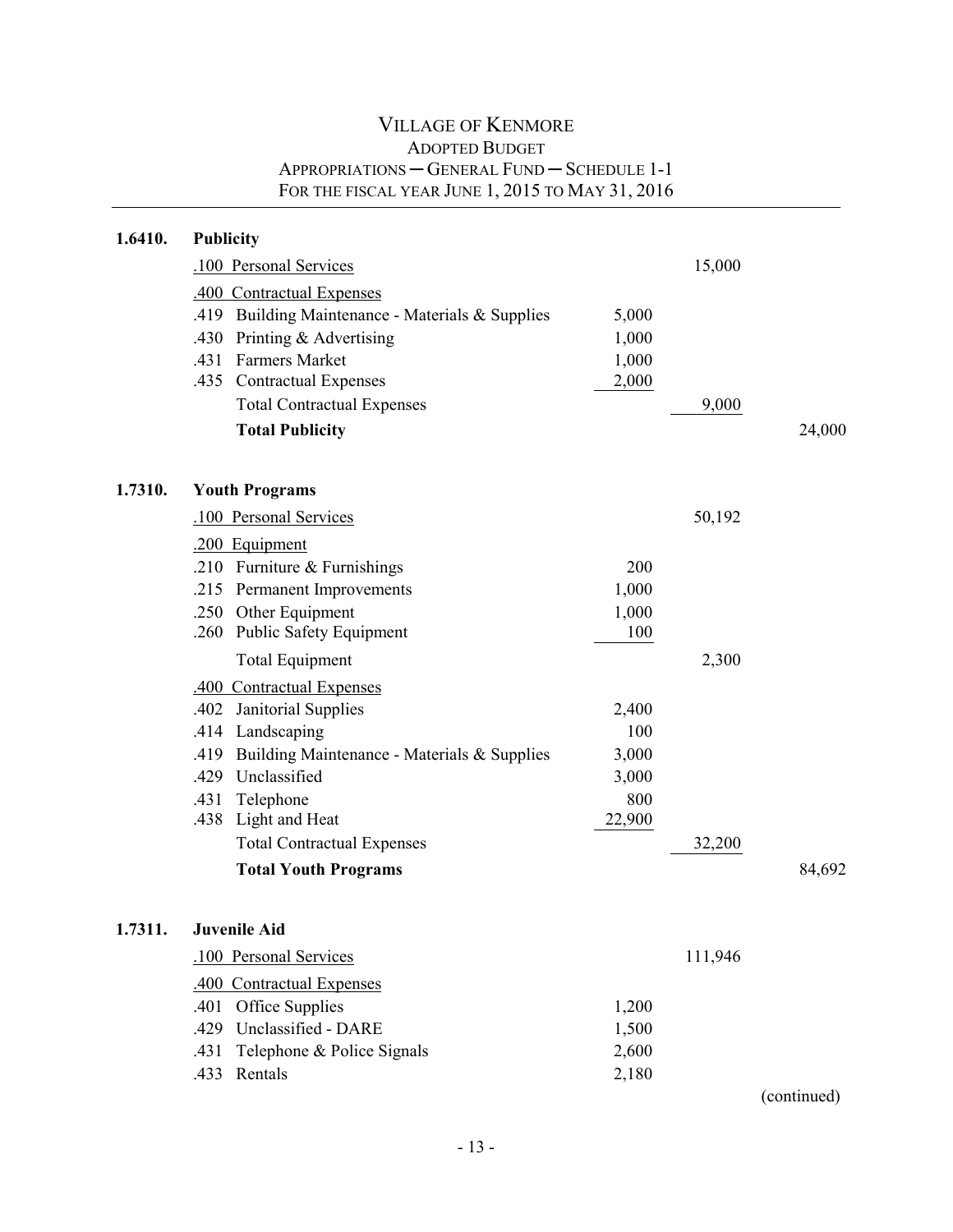# VILLAGE OF KENMORE
## ADOPTED BUDGET
### APPROPRIATIONS ─ GENERAL FUND ─ SCHEDULE 1-1
### FOR THE FISCAL YEAR JUNE 1, 2015 TO MAY 31, 2016

| Code | Description | | | |
|---|---|---|---|---|
| **1.6410.** | **Publicity** | | | |
| | .100 Personal Services | | 15,000 | |
| | .400 Contractual Expenses | | | |
| | .419 Building Maintenance - Materials & Supplies | 5,000 | | |
| | .430 Printing & Advertising | 1,000 | | |
| | .431 Farmers Market | 1,000 | | |
| | .435 Contractual Expenses | 2,000 | | |
| | Total Contractual Expenses | | 9,000 | |
| | **Total Publicity** | | | 24,000 |
| | | | | |
| **1.7310.** | **Youth Programs** | | | |
| | .100 Personal Services | | 50,192 | |
| | .200 Equipment | | | |
| | .210 Furniture & Furnishings | 200 | | |
| | .215 Permanent Improvements | 1,000 | | |
| | .250 Other Equipment | 1,000 | | |
| | .260 Public Safety Equipment | 100 | | |
| | Total Equipment | | 2,300 | |
| | .400 Contractual Expenses | | | |
| | .402 Janitorial Supplies | 2,400 | | |
| | .414 Landscaping | 100 | | |
| | .419 Building Maintenance - Materials & Supplies | 3,000 | | |
| | .429 Unclassified | 3,000 | | |
| | .431 Telephone | 800 | | |
| | .438 Light and Heat | 22,900 | | |
| | Total Contractual Expenses | | 32,200 | |
| | **Total Youth Programs** | | | 84,692 |
| | | | | |
| **1.7311.** | **Juvenile Aid** | | | |
| | .100 Personal Services | | 111,946 | |
| | .400 Contractual Expenses | | | |
| | .401 Office Supplies | 1,200 | | |
| | .429 Unclassified - DARE | 1,500 | | |
| | .431 Telephone & Police Signals | 2,600 | | |
| | .433 Rentals | 2,180 | | |

(continued)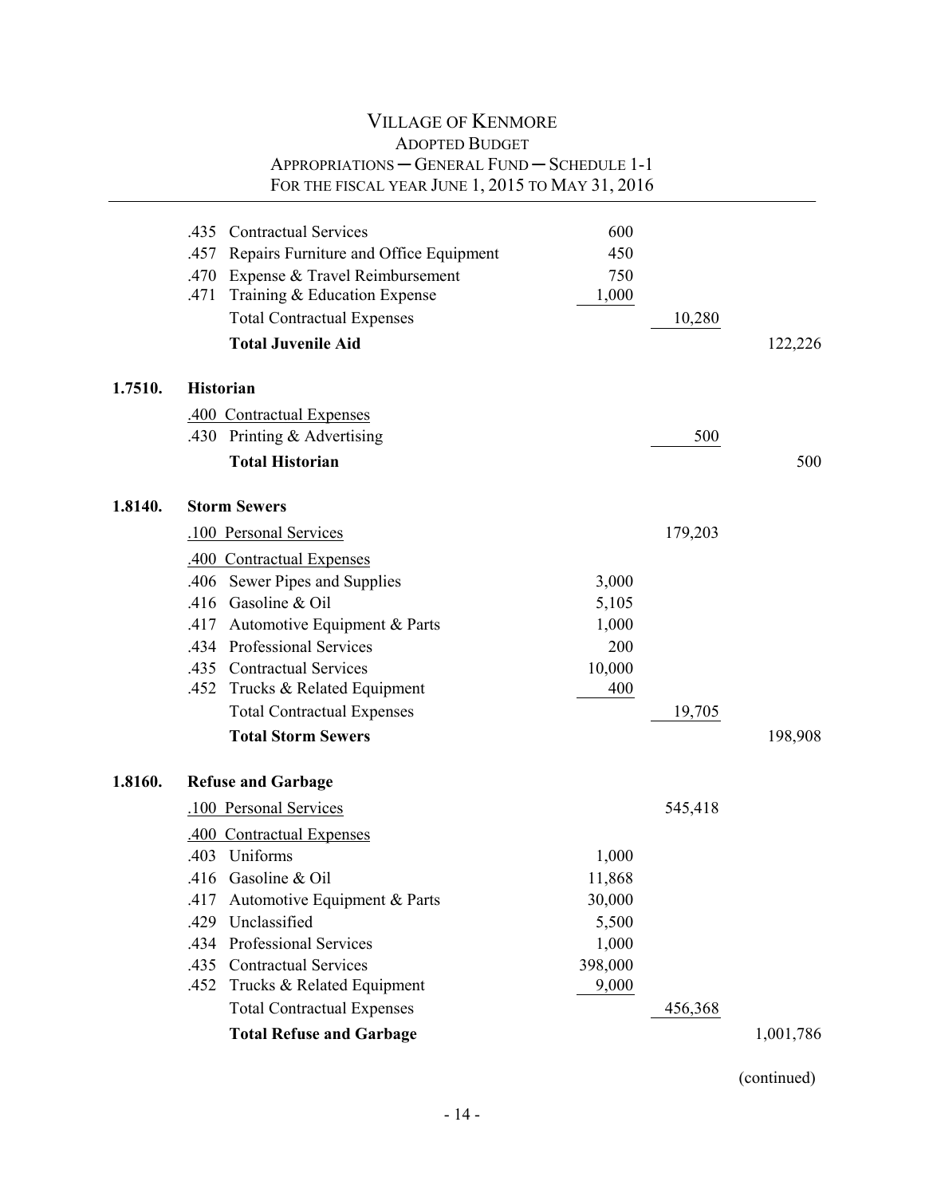# VILLAGE OF KENMORE

## ADOPTED BUDGET

### APPROPRIATIONS ─ GENERAL FUND ─ SCHEDULE 1-1

FOR THE FISCAL YEAR JUNE 1, 2015 TO MAY 31, 2016

| Code | Description | | | |
|---|---|---|---|---|
| | .435 Contractual Services | 600 | | |
| | .457 Repairs Furniture and Office Equipment | 450 | | |
| | .470 Expense & Travel Reimbursement | 750 | | |
| | .471 Training & Education Expense | 1,000 | | |
| | Total Contractual Expenses | | 10,280 | |
| | **Total Juvenile Aid** | | | 122,226 |
| **1.7510.** | **Historian** | | | |
| | .400 Contractual Expenses | | | |
| | .430 Printing & Advertising | | 500 | |
| | **Total Historian** | | | 500 |
| **1.8140.** | **Storm Sewers** | | | |
| | .100 Personal Services | | 179,203 | |
| | .400 Contractual Expenses | | | |
| | .406 Sewer Pipes and Supplies | 3,000 | | |
| | .416 Gasoline & Oil | 5,105 | | |
| | .417 Automotive Equipment & Parts | 1,000 | | |
| | .434 Professional Services | 200 | | |
| | .435 Contractual Services | 10,000 | | |
| | .452 Trucks & Related Equipment | 400 | | |
| | Total Contractual Expenses | | 19,705 | |
| | **Total Storm Sewers** | | | 198,908 |
| **1.8160.** | **Refuse and Garbage** | | | |
| | .100 Personal Services | | 545,418 | |
| | .400 Contractual Expenses | | | |
| | .403 Uniforms | 1,000 | | |
| | .416 Gasoline & Oil | 11,868 | | |
| | .417 Automotive Equipment & Parts | 30,000 | | |
| | .429 Unclassified | 5,500 | | |
| | .434 Professional Services | 1,000 | | |
| | .435 Contractual Services | 398,000 | | |
| | .452 Trucks & Related Equipment | 9,000 | | |
| | Total Contractual Expenses | | 456,368 | |
| | **Total Refuse and Garbage** | | | 1,001,786 |

(continued)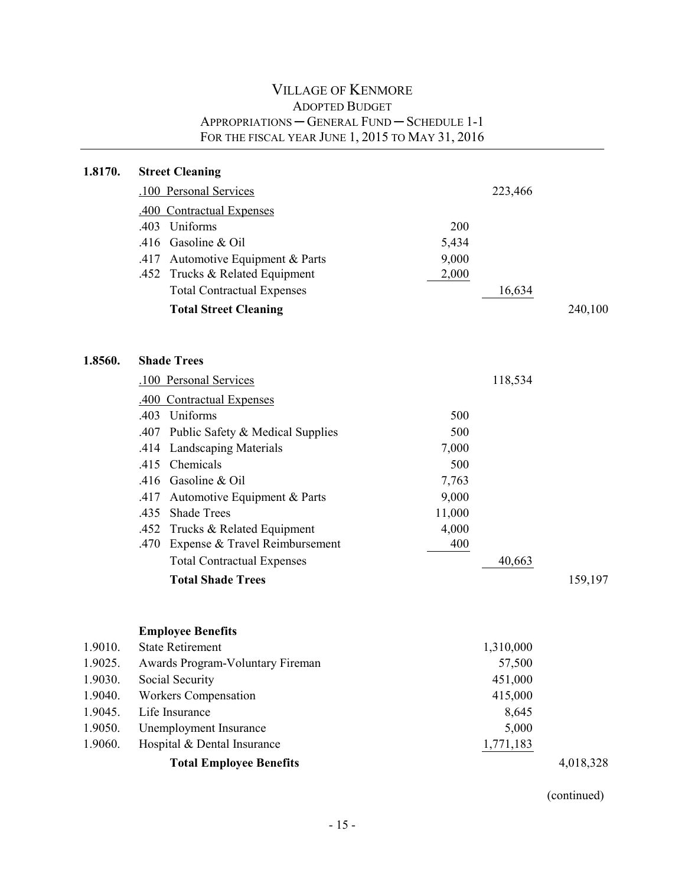# Village of Kenmore
## Adopted Budget
## Appropriations — General Fund — Schedule 1-1
## For the fiscal year June 1, 2015 to May 31, 2016

| Code | Description | | | |
|---|---|---|---|---|
| **1.8170.** | **Street Cleaning** | | | |
| | .100 Personal Services | | 223,466 | |
| | .400 Contractual Expenses | | | |
| | .403 Uniforms | 200 | | |
| | .416 Gasoline & Oil | 5,434 | | |
| | .417 Automotive Equipment & Parts | 9,000 | | |
| | .452 Trucks & Related Equipment | 2,000 | | |
| | Total Contractual Expenses | | 16,634 | |
| | **Total Street Cleaning** | | | 240,100 |
| | | | | |
| **1.8560.** | **Shade Trees** | | | |
| | .100 Personal Services | | 118,534 | |
| | .400 Contractual Expenses | | | |
| | .403 Uniforms | 500 | | |
| | .407 Public Safety & Medical Supplies | 500 | | |
| | .414 Landscaping Materials | 7,000 | | |
| | .415 Chemicals | 500 | | |
| | .416 Gasoline & Oil | 7,763 | | |
| | .417 Automotive Equipment & Parts | 9,000 | | |
| | .435 Shade Trees | 11,000 | | |
| | .452 Trucks & Related Equipment | 4,000 | | |
| | .470 Expense & Travel Reimbursement | 400 | | |
| | Total Contractual Expenses | | 40,663 | |
| | **Total Shade Trees** | | | 159,197 |
| | | | | |
| | **Employee Benefits** | | | |
| 1.9010. | State Retirement | | 1,310,000 | |
| 1.9025. | Awards Program-Voluntary Fireman | | 57,500 | |
| 1.9030. | Social Security | | 451,000 | |
| 1.9040. | Workers Compensation | | 415,000 | |
| 1.9045. | Life Insurance | | 8,645 | |
| 1.9050. | Unemployment Insurance | | 5,000 | |
| 1.9060. | Hospital & Dental Insurance | | 1,771,183 | |
| | **Total Employee Benefits** | | | 4,018,328 |

(continued)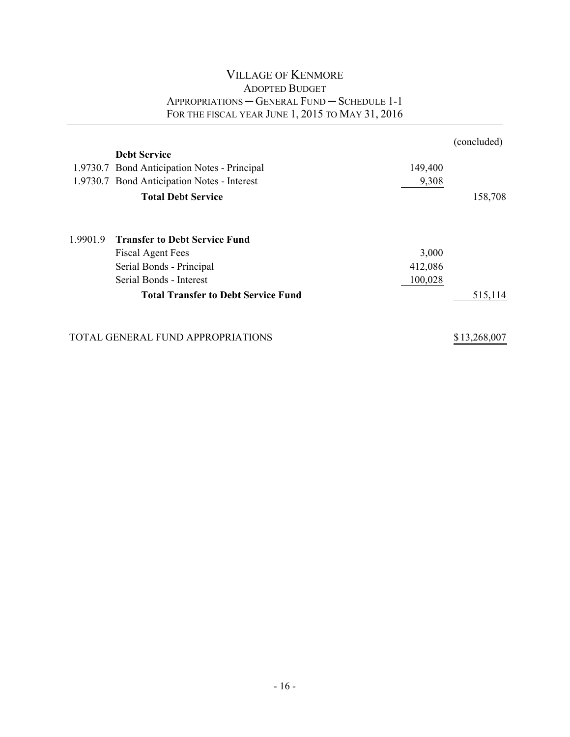# VILLAGE OF KENMORE

## ADOPTED BUDGET

### APPROPRIATIONS — GENERAL FUND — SCHEDULE 1-1

### FOR THE FISCAL YEAR JUNE 1, 2015 TO MAY 31, 2016

(concluded)

| Code | Description | Amount | Total |
|---|---|---|---|
| | **Debt Service** | | |
| 1.9730.7 | Bond Anticipation Notes - Principal | 149,400 | |
| 1.9730.7 | Bond Anticipation Notes - Interest | 9,308 | |
| | **Total Debt Service** | | 158,708 |
| 1.9901.9 | **Transfer to Debt Service Fund** | | |
| | Fiscal Agent Fees | 3,000 | |
| | Serial Bonds - Principal | 412,086 | |
| | Serial Bonds - Interest | 100,028 | |
| | **Total Transfer to Debt Service Fund** | | 515,114 |
| | TOTAL GENERAL FUND APPROPRIATIONS | | $13,268,007 |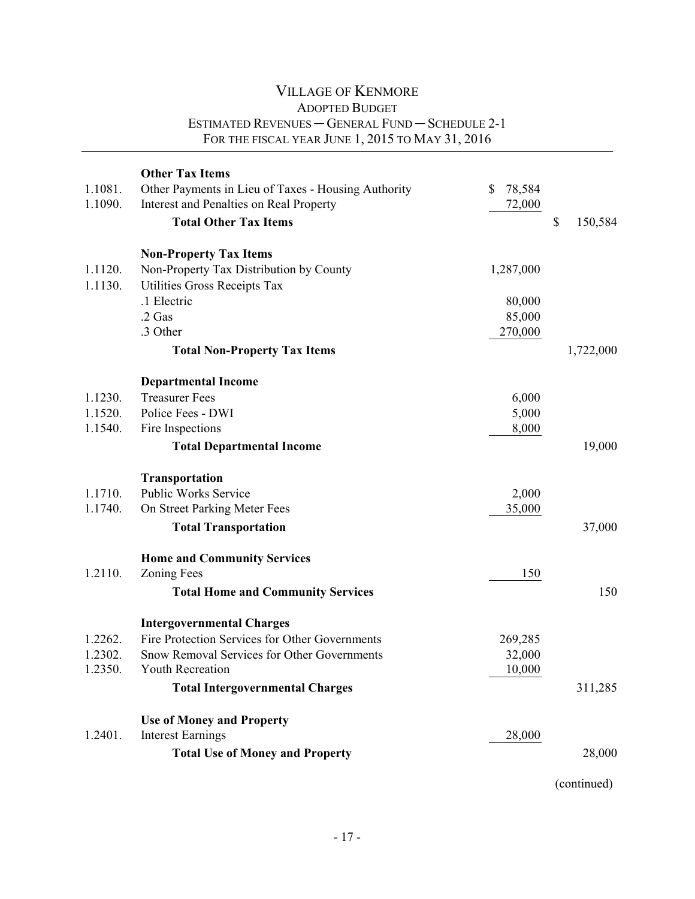# VILLAGE OF KENMORE

## ADOPTED BUDGET

### ESTIMATED REVENUES — GENERAL FUND — SCHEDULE 2-1

### FOR THE FISCAL YEAR JUNE 1, 2015 TO MAY 31, 2016

| | | | |
|---|---|---|---|
| | **Other Tax Items** | | |
| 1.1081. | Other Payments in Lieu of Taxes - Housing Authority | $ 78,584 | |
| 1.1090. | Interest and Penalties on Real Property | 72,000 | |
| | **Total Other Tax Items** | | $ 150,584 |
| | **Non-Property Tax Items** | | |
| 1.1120. | Non-Property Tax Distribution by County | 1,287,000 | |
| 1.1130. | Utilities Gross Receipts Tax | | |
| | .1 Electric | 80,000 | |
| | .2 Gas | 85,000 | |
| | .3 Other | 270,000 | |
| | **Total Non-Property Tax Items** | | 1,722,000 |
| | **Departmental Income** | | |
| 1.1230. | Treasurer Fees | 6,000 | |
| 1.1520. | Police Fees - DWI | 5,000 | |
| 1.1540. | Fire Inspections | 8,000 | |
| | **Total Departmental Income** | | 19,000 |
| | **Transportation** | | |
| 1.1710. | Public Works Service | 2,000 | |
| 1.1740. | On Street Parking Meter Fees | 35,000 | |
| | **Total Transportation** | | 37,000 |
| | **Home and Community Services** | | |
| 1.2110. | Zoning Fees | 150 | |
| | **Total Home and Community Services** | | 150 |
| | **Intergovernmental Charges** | | |
| 1.2262. | Fire Protection Services for Other Governments | 269,285 | |
| 1.2302. | Snow Removal Services for Other Governments | 32,000 | |
| 1.2350. | Youth Recreation | 10,000 | |
| | **Total Intergovernmental Charges** | | 311,285 |
| | **Use of Money and Property** | | |
| 1.2401. | Interest Earnings | 28,000 | |
| | **Total Use of Money and Property** | | 28,000 |

(continued)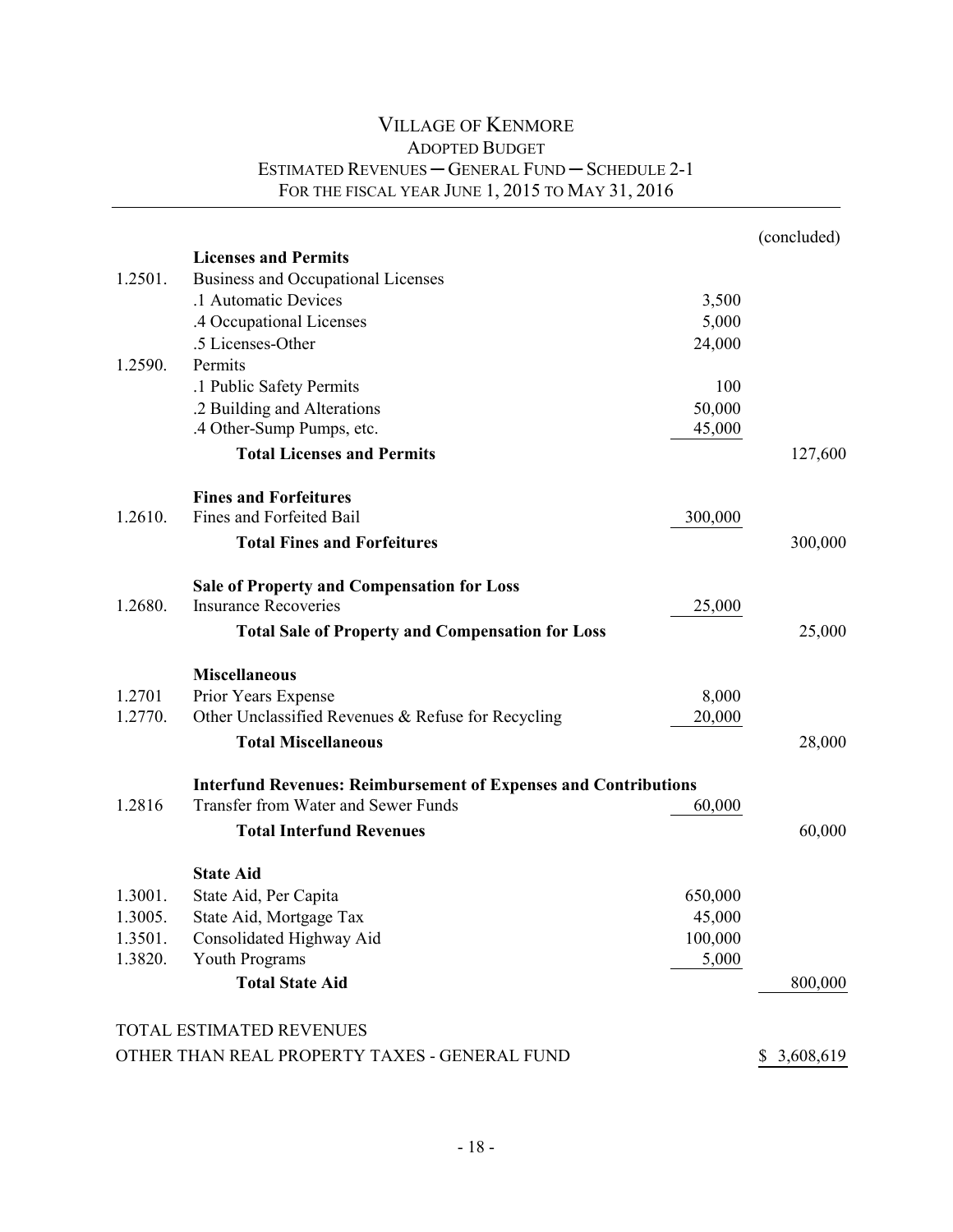# VILLAGE OF KENMORE
## ADOPTED BUDGET
### ESTIMATED REVENUES — GENERAL FUND — SCHEDULE 2-1
### FOR THE FISCAL YEAR JUNE 1, 2015 TO MAY 31, 2016

(concluded)

| | | | |
|---|---|---|---|
| | **Licenses and Permits** | | |
| 1.2501. | Business and Occupational Licenses | | |
| | .1 Automatic Devices | 3,500 | |
| | .4 Occupational Licenses | 5,000 | |
| | .5 Licenses-Other | 24,000 | |
| 1.2590. | Permits | | |
| | .1 Public Safety Permits | 100 | |
| | .2 Building and Alterations | 50,000 | |
| | .4 Other-Sump Pumps, etc. | 45,000 | |
| | **Total Licenses and Permits** | | 127,600 |
| | **Fines and Forfeitures** | | |
| 1.2610. | Fines and Forfeited Bail | 300,000 | |
| | **Total Fines and Forfeitures** | | 300,000 |
| | **Sale of Property and Compensation for Loss** | | |
| 1.2680. | Insurance Recoveries | 25,000 | |
| | **Total Sale of Property and Compensation for Loss** | | 25,000 |
| | **Miscellaneous** | | |
| 1.2701 | Prior Years Expense | 8,000 | |
| 1.2770. | Other Unclassified Revenues & Refuse for Recycling | 20,000 | |
| | **Total Miscellaneous** | | 28,000 |
| | **Interfund Revenues: Reimbursement of Expenses and Contributions** | | |
| 1.2816 | Transfer from Water and Sewer Funds | 60,000 | |
| | **Total Interfund Revenues** | | 60,000 |
| | **State Aid** | | |
| 1.3001. | State Aid, Per Capita | 650,000 | |
| 1.3005. | State Aid, Mortgage Tax | 45,000 | |
| 1.3501. | Consolidated Highway Aid | 100,000 | |
| 1.3820. | Youth Programs | 5,000 | |
| | **Total State Aid** | | 800,000 |
| | TOTAL ESTIMATED REVENUES OTHER THAN REAL PROPERTY TAXES - GENERAL FUND | | $ 3,608,619 |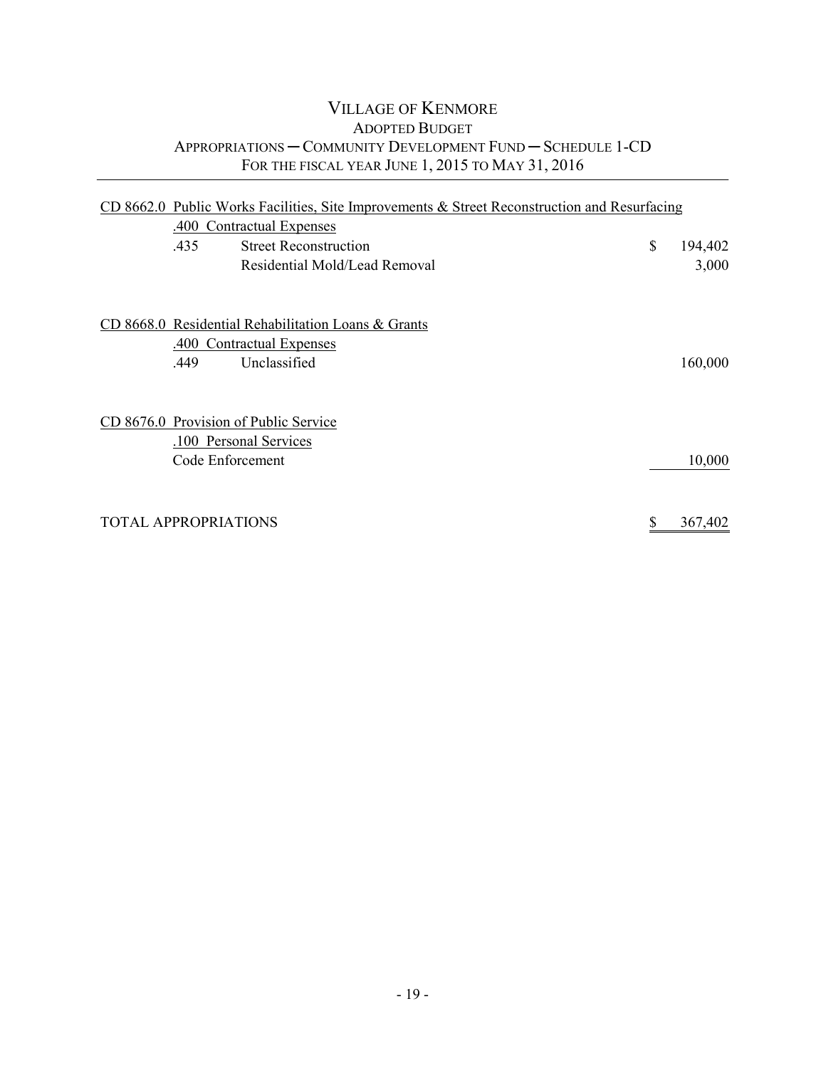# VILLAGE OF KENMORE

## ADOPTED BUDGET

### APPROPRIATIONS — COMMUNITY DEVELOPMENT FUND — SCHEDULE 1-CD

### FOR THE FISCAL YEAR JUNE 1, 2015 TO MAY 31, 2016

| Code | Description | | Amount |
|---|---|---|---|
| CD 8662.0 | Public Works Facilities, Site Improvements & Street Reconstruction and Resurfacing | | |
| .400 | Contractual Expenses | | |
| .435 | Street Reconstruction | $ | 194,402 |
| | Residential Mold/Lead Removal | | 3,000 |
| CD 8668.0 | Residential Rehabilitation Loans & Grants | | |
| .400 | Contractual Expenses | | |
| .449 | Unclassified | | 160,000 |
| CD 8676.0 | Provision of Public Service | | |
| .100 | Personal Services | | |
| | Code Enforcement | | 10,000 |
| TOTAL APPROPRIATIONS | | $ | 367,402 |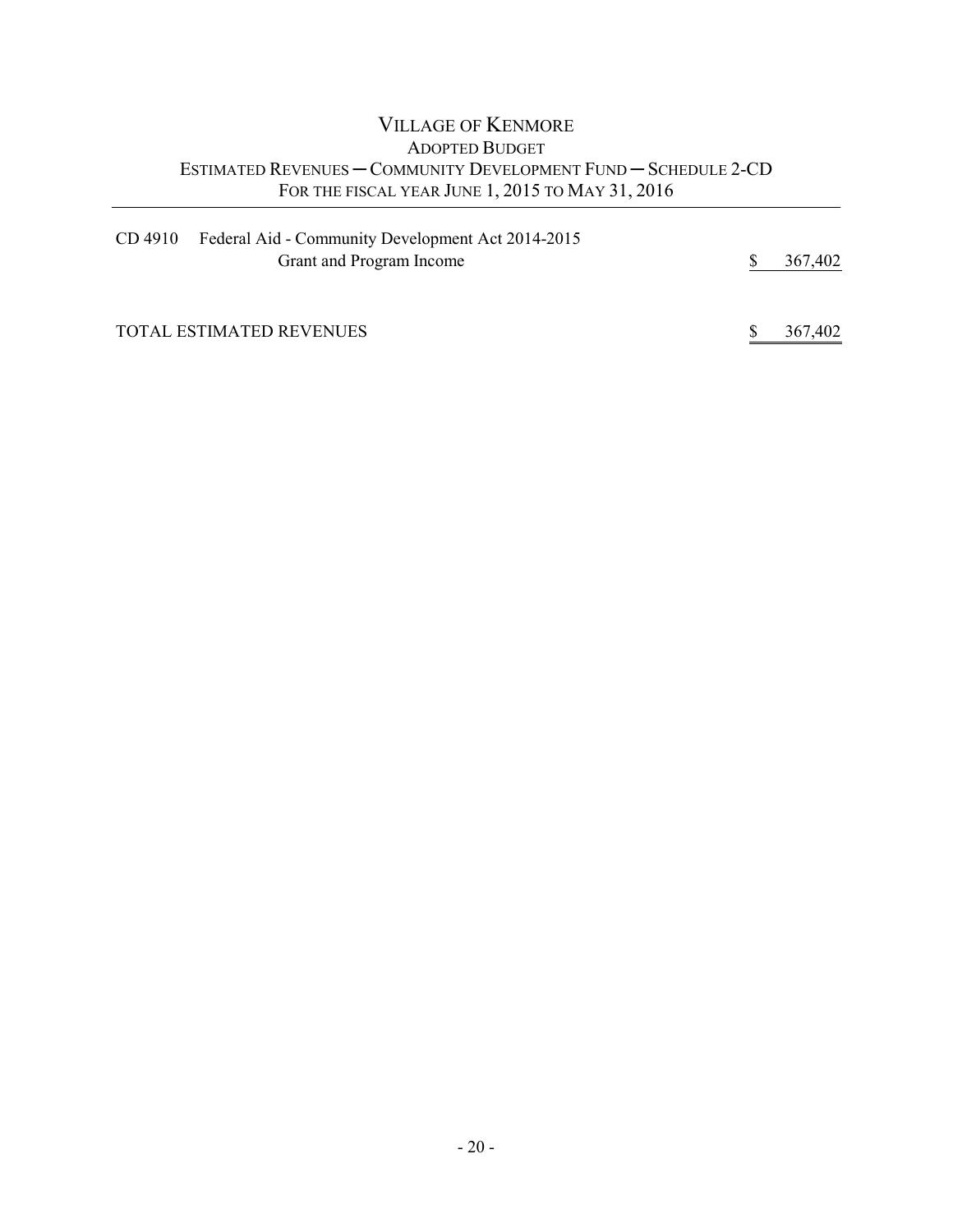# VILLAGE OF KENMORE

## ADOPTED BUDGET

### ESTIMATED REVENUES ─ COMMUNITY DEVELOPMENT FUND ─ SCHEDULE 2-CD

### FOR THE FISCAL YEAR JUNE 1, 2015 TO MAY 31, 2016

| Code | Description | Amount |
|---|---|---|
| CD 4910 | Federal Aid - Community Development Act 2014-2015 Grant and Program Income | $ 367,402 |
| | TOTAL ESTIMATED REVENUES | $ 367,402 |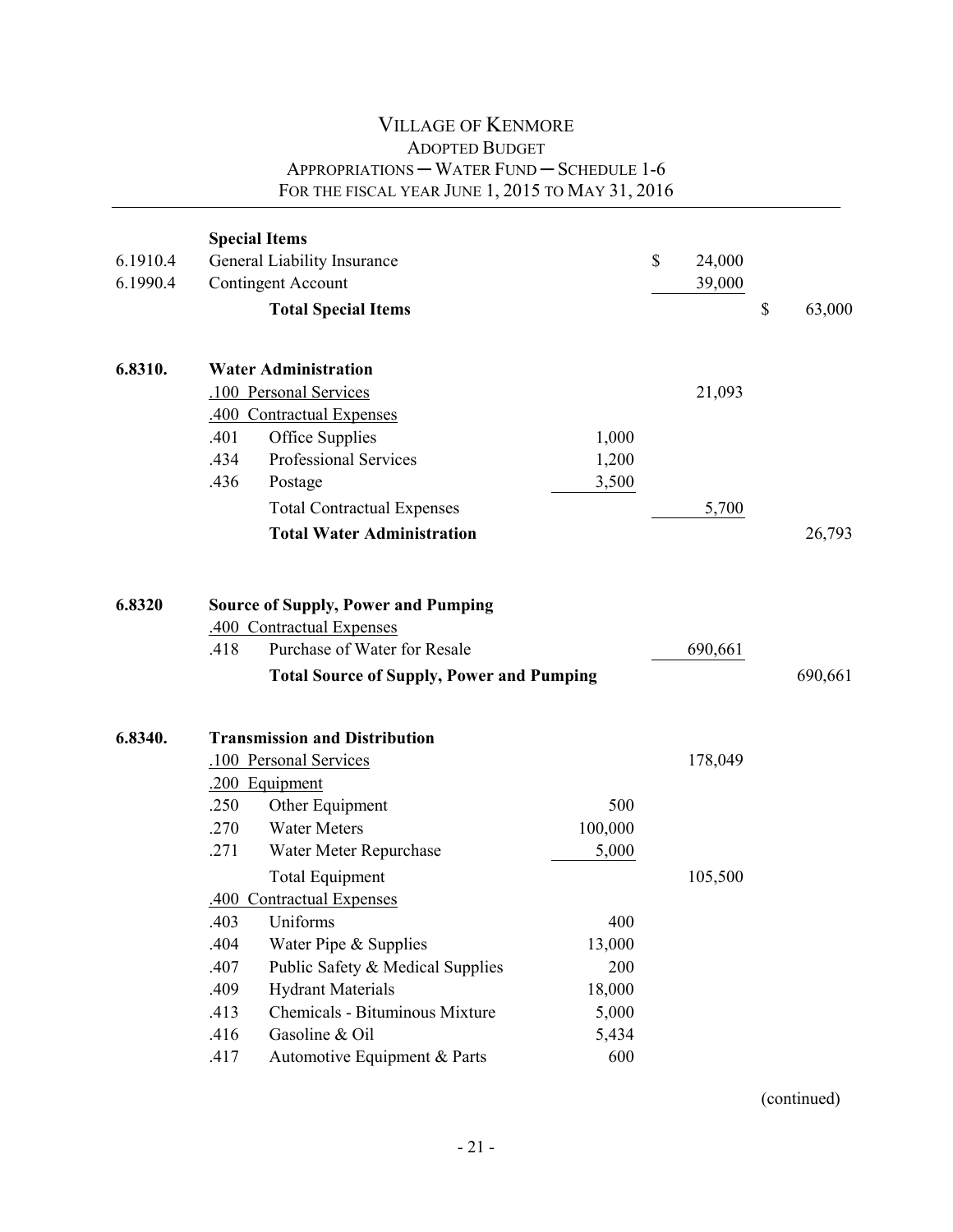# VILLAGE OF KENMORE

## ADOPTED BUDGET

### APPROPRIATIONS — WATER FUND — SCHEDULE 1-6

### FOR THE FISCAL YEAR JUNE 1, 2015 TO MAY 31, 2016

| Account | | Description | | | |
|---|---|---|---|---|---|
| | **Special Items** | | | | |
| 6.1910.4 | | General Liability Insurance | | $ 24,000 | |
| 6.1990.4 | | Contingent Account | | 39,000 | |
| | | **Total Special Items** | | | $ 63,000 |
| | | | | | |
| **6.8310.** | **Water Administration** | | | | |
| | .100 Personal Services | | | 21,093 | |
| | .400 Contractual Expenses | | | | |
| | .401 | Office Supplies | 1,000 | | |
| | .434 | Professional Services | 1,200 | | |
| | .436 | Postage | 3,500 | | |
| | | Total Contractual Expenses | | 5,700 | |
| | | **Total Water Administration** | | | 26,793 |
| | | | | | |
| **6.8320** | **Source of Supply, Power and Pumping** | | | | |
| | .400 Contractual Expenses | | | | |
| | .418 | Purchase of Water for Resale | | 690,661 | |
| | | **Total Source of Supply, Power and Pumping** | | | 690,661 |
| | | | | | |
| **6.8340.** | **Transmission and Distribution** | | | | |
| | .100 Personal Services | | | 178,049 | |
| | .200 Equipment | | | | |
| | .250 | Other Equipment | 500 | | |
| | .270 | Water Meters | 100,000 | | |
| | .271 | Water Meter Repurchase | 5,000 | | |
| | | Total Equipment | | 105,500 | |
| | .400 Contractual Expenses | | | | |
| | .403 | Uniforms | 400 | | |
| | .404 | Water Pipe & Supplies | 13,000 | | |
| | .407 | Public Safety & Medical Supplies | 200 | | |
| | .409 | Hydrant Materials | 18,000 | | |
| | .413 | Chemicals - Bituminous Mixture | 5,000 | | |
| | .416 | Gasoline & Oil | 5,434 | | |
| | .417 | Automotive Equipment & Parts | 600 | | |

(continued)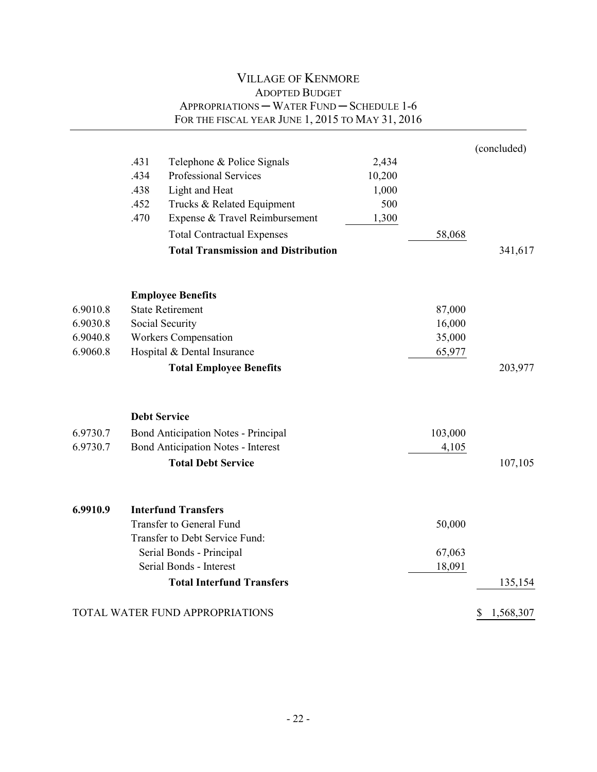# VILLAGE OF KENMORE

## ADOPTED BUDGET

### APPROPRIATIONS — WATER FUND — SCHEDULE 1-6

### FOR THE FISCAL YEAR JUNE 1, 2015 TO MAY 31, 2016

(concluded)

| Account | | Description | | | |
|---|---|---|---|---|---|
| | .431 | Telephone & Police Signals | 2,434 | | |
| | .434 | Professional Services | 10,200 | | |
| | .438 | Light and Heat | 1,000 | | |
| | .452 | Trucks & Related Equipment | 500 | | |
| | .470 | Expense & Travel Reimbursement | 1,300 | | |
| | | Total Contractual Expenses | | 58,068 | |
| | | **Total Transmission and Distribution** | | | 341,617 |
| | | | | | |
| | | **Employee Benefits** | | | |
| 6.9010.8 | | State Retirement | | 87,000 | |
| 6.9030.8 | | Social Security | | 16,000 | |
| 6.9040.8 | | Workers Compensation | | 35,000 | |
| 6.9060.8 | | Hospital & Dental Insurance | | 65,977 | |
| | | **Total Employee Benefits** | | | 203,977 |
| | | | | | |
| | | **Debt Service** | | | |
| 6.9730.7 | | Bond Anticipation Notes - Principal | | 103,000 | |
| 6.9730.7 | | Bond Anticipation Notes - Interest | | 4,105 | |
| | | **Total Debt Service** | | | 107,105 |
| | | | | | |
| **6.9910.9** | | **Interfund Transfers** | | | |
| | | Transfer to General Fund | | 50,000 | |
| | | Transfer to Debt Service Fund: | | | |
| | | Serial Bonds - Principal | | 67,063 | |
| | | Serial Bonds - Interest | | 18,091 | |
| | | **Total Interfund Transfers** | | | 135,154 |
| | | | | | |
| TOTAL WATER FUND APPROPRIATIONS | | | | | $ 1,568,307 |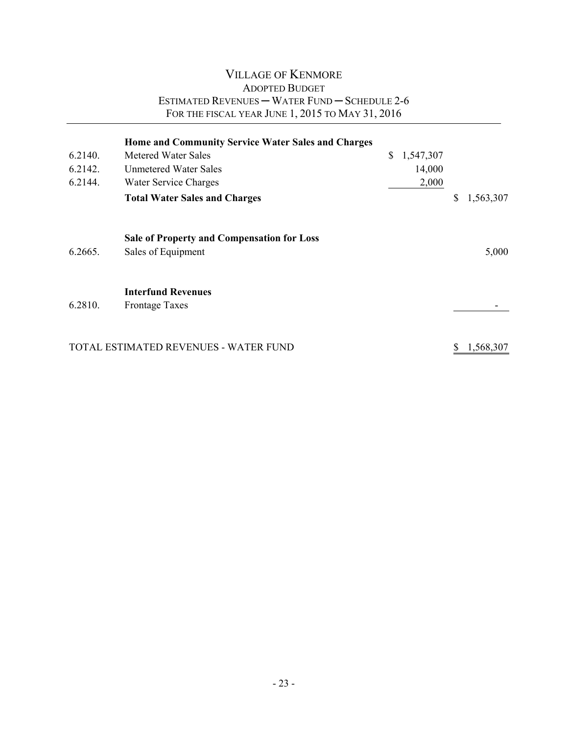# VILLAGE OF KENMORE

## ADOPTED BUDGET

### ESTIMATED REVENUES ─ WATER FUND ─ SCHEDULE 2-6

### FOR THE FISCAL YEAR JUNE 1, 2015 TO MAY 31, 2016

| | | | |
|---|---|---|---|
| | **Home and Community Service Water Sales and Charges** | | |
| 6.2140. | Metered Water Sales | $ 1,547,307 | |
| 6.2142. | Unmetered Water Sales | 14,000 | |
| 6.2144. | Water Service Charges | 2,000 | |
| | **Total Water Sales and Charges** | | $ 1,563,307 |
| | | | |
| | **Sale of Property and Compensation for Loss** | | |
| 6.2665. | Sales of Equipment | | 5,000 |
| | | | |
| | **Interfund Revenues** | | |
| 6.2810. | Frontage Taxes | | - |
| | | | |
| TOTAL ESTIMATED REVENUES - WATER FUND | | | $ 1,568,307 |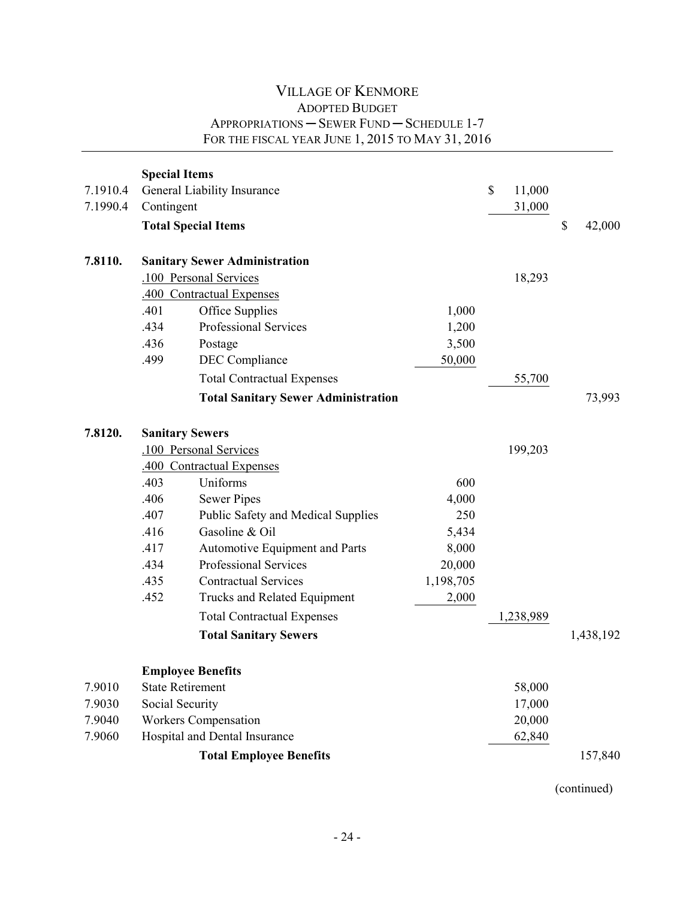# VILLAGE OF KENMORE
## ADOPTED BUDGET
### APPROPRIATIONS — SEWER FUND — SCHEDULE 1-7
### FOR THE FISCAL YEAR JUNE 1, 2015 TO MAY 31, 2016

| Code | Description | | | | |
|---|---|---|---|---|---|
| | **Special Items** | | | | |
| 7.1910.4 | General Liability Insurance | | | $ 11,000 | |
| 7.1990.4 | Contingent | | | 31,000 | |
| | **Total Special Items** | | | | $ 42,000 |
| **7.8110.** | **Sanitary Sewer Administration** | | | | |
| | .100 Personal Services | | | 18,293 | |
| | .400 Contractual Expenses | | | | |
| | .401 | Office Supplies | 1,000 | | |
| | .434 | Professional Services | 1,200 | | |
| | .436 | Postage | 3,500 | | |
| | .499 | DEC Compliance | 50,000 | | |
| | | Total Contractual Expenses | | 55,700 | |
| | | **Total Sanitary Sewer Administration** | | | 73,993 |
| **7.8120.** | **Sanitary Sewers** | | | | |
| | .100 Personal Services | | | 199,203 | |
| | .400 Contractual Expenses | | | | |
| | .403 | Uniforms | 600 | | |
| | .406 | Sewer Pipes | 4,000 | | |
| | .407 | Public Safety and Medical Supplies | 250 | | |
| | .416 | Gasoline & Oil | 5,434 | | |
| | .417 | Automotive Equipment and Parts | 8,000 | | |
| | .434 | Professional Services | 20,000 | | |
| | .435 | Contractual Services | 1,198,705 | | |
| | .452 | Trucks and Related Equipment | 2,000 | | |
| | | Total Contractual Expenses | | 1,238,989 | |
| | | **Total Sanitary Sewers** | | | 1,438,192 |
| | **Employee Benefits** | | | | |
| 7.9010 | State Retirement | | | 58,000 | |
| 7.9030 | Social Security | | | 17,000 | |
| 7.9040 | Workers Compensation | | | 20,000 | |
| 7.9060 | Hospital and Dental Insurance | | | 62,840 | |
| | | **Total Employee Benefits** | | | 157,840 |

(continued)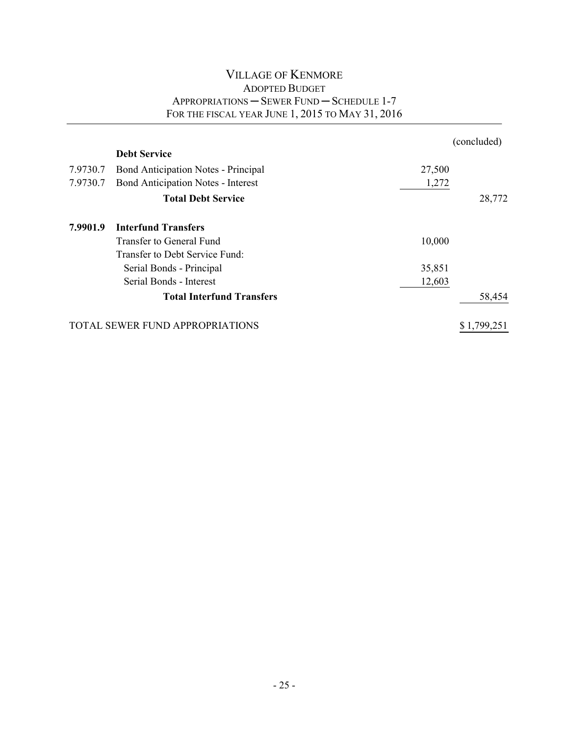# VILLAGE OF KENMORE

## ADOPTED BUDGET

### APPROPRIATIONS — SEWER FUND — SCHEDULE 1-7

### FOR THE FISCAL YEAR JUNE 1, 2015 TO MAY 31, 2016

(concluded)

| | | | |
|---|---|---|---|
| | **Debt Service** | | |
| 7.9730.7 | Bond Anticipation Notes - Principal | 27,500 | |
| 7.9730.7 | Bond Anticipation Notes - Interest | 1,272 | |
| | **Total Debt Service** | | 28,772 |
| **7.9901.9** | **Interfund Transfers** | | |
| | Transfer to General Fund | 10,000 | |
| | Transfer to Debt Service Fund: | | |
| | Serial Bonds - Principal | 35,851 | |
| | Serial Bonds - Interest | 12,603 | |
| | **Total Interfund Transfers** | | 58,454 |
| TOTAL SEWER FUND APPROPRIATIONS | | | $ 1,799,251 |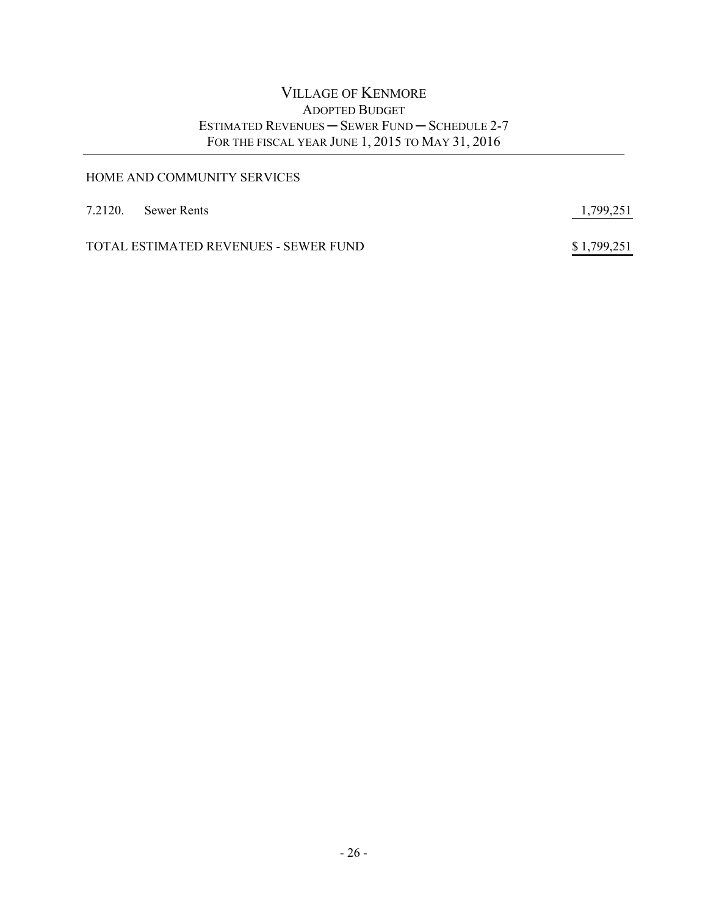# VILLAGE OF KENMORE
## ADOPTED BUDGET
## ESTIMATED REVENUES — SEWER FUND — SCHEDULE 2-7
## FOR THE FISCAL YEAR JUNE 1, 2015 TO MAY 31, 2016

HOME AND COMMUNITY SERVICES

| | | |
|---|---|---|
| 7.2120. | Sewer Rents | 1,799,251 |
| TOTAL ESTIMATED REVENUES - SEWER FUND | | $ 1,799,251 |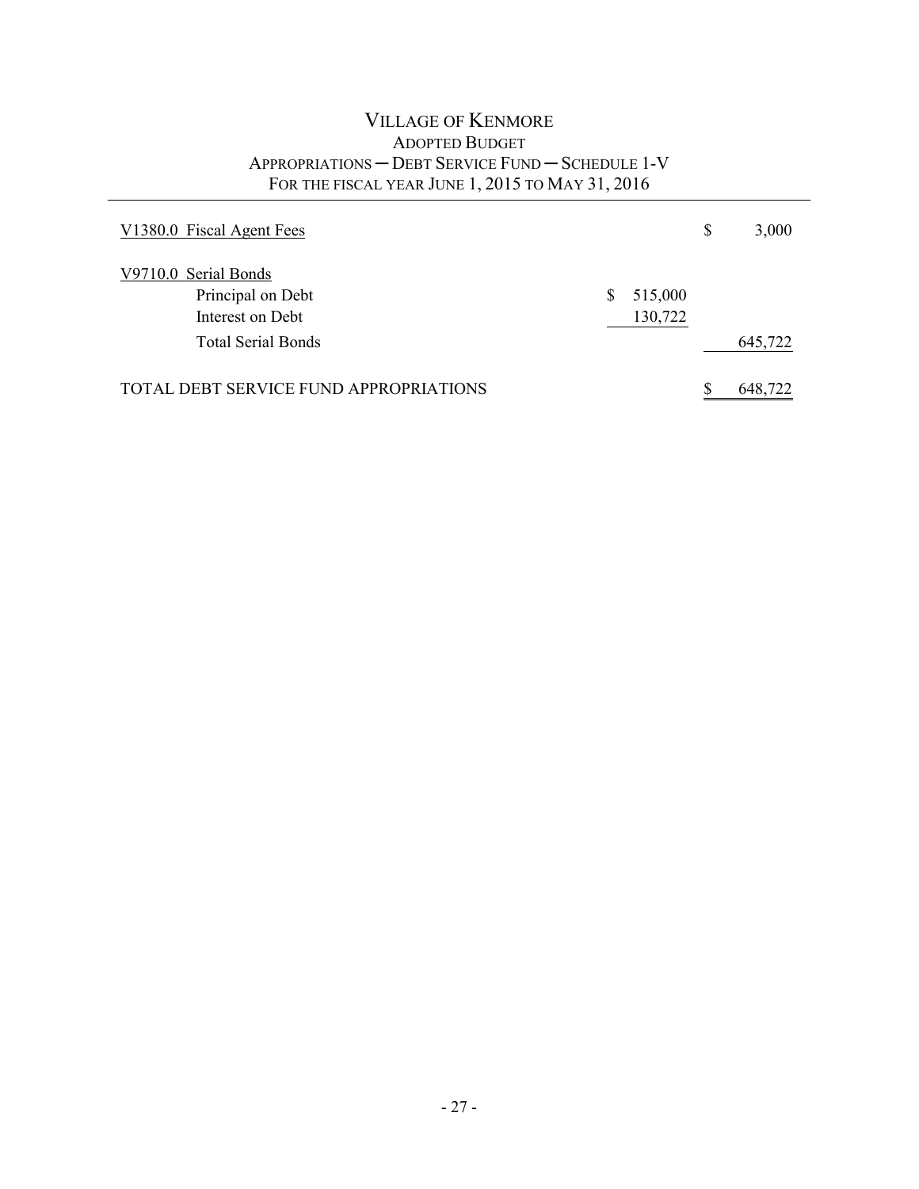# VILLAGE OF KENMORE

## ADOPTED BUDGET

### APPROPRIATIONS — DEBT SERVICE FUND — SCHEDULE 1-V

### FOR THE FISCAL YEAR JUNE 1, 2015 TO MAY 31, 2016

| | | |
|---|---|---|
| V1380.0 Fiscal Agent Fees | | $ 3,000 |
| V9710.0 Serial Bonds | | |
| Principal on Debt | $ 515,000 | |
| Interest on Debt | 130,722 | |
| Total Serial Bonds | | 645,722 |
| TOTAL DEBT SERVICE FUND APPROPRIATIONS | | $ 648,722 |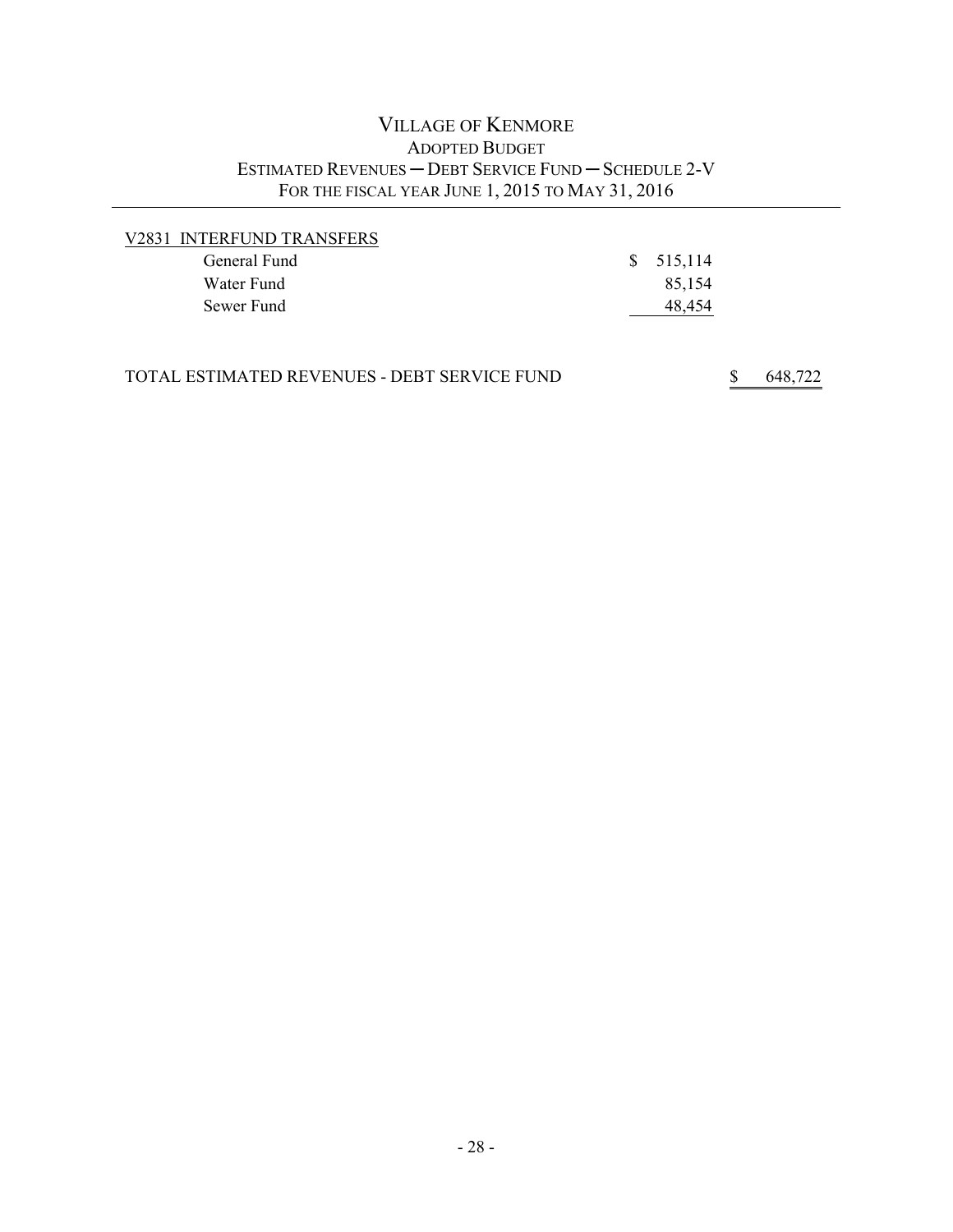# VILLAGE OF KENMORE

## ADOPTED BUDGET

### ESTIMATED REVENUES — DEBT SERVICE FUND — SCHEDULE 2-V

### FOR THE FISCAL YEAR JUNE 1, 2015 TO MAY 31, 2016

| | | |
|---|---|---|
| V2831 INTERFUND TRANSFERS | | |
| General Fund | $ 515,114 | |
| Water Fund | 85,154 | |
| Sewer Fund | 48,454 | |
| | | |
| TOTAL ESTIMATED REVENUES - DEBT SERVICE FUND | | $ 648,722 |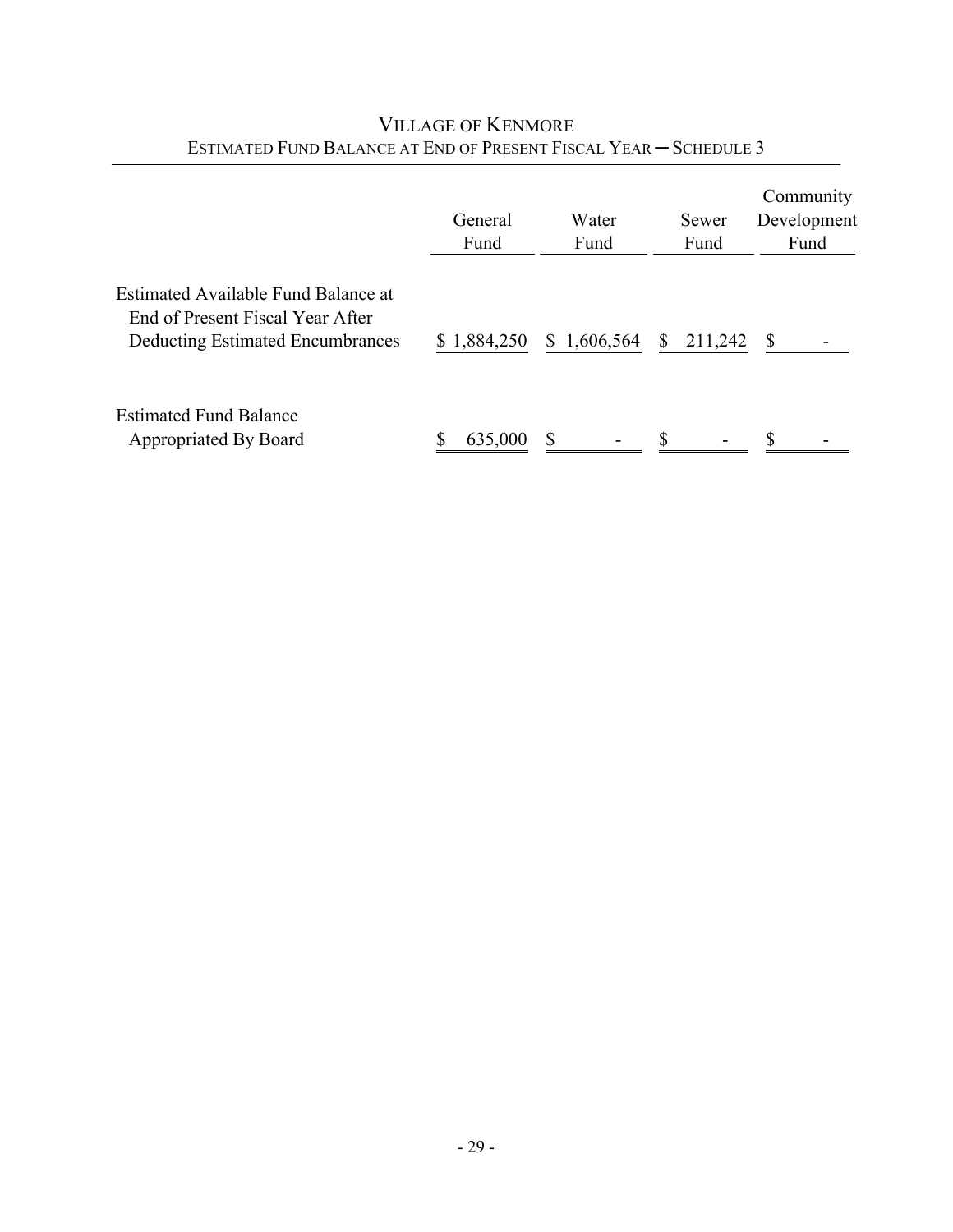# Village of Kenmore

## Estimated Fund Balance at End of Present Fiscal Year ─ Schedule 3

| | General Fund | Water Fund | Sewer Fund | Community Development Fund |
|---|---|---|---|---|
| Estimated Available Fund Balance at End of Present Fiscal Year After Deducting Estimated Encumbrances | $ 1,884,250 | $ 1,606,564 | $ 211,242 | $ - |
| Estimated Fund Balance Appropriated By Board | $ 635,000 | $ - | $ - | $ - |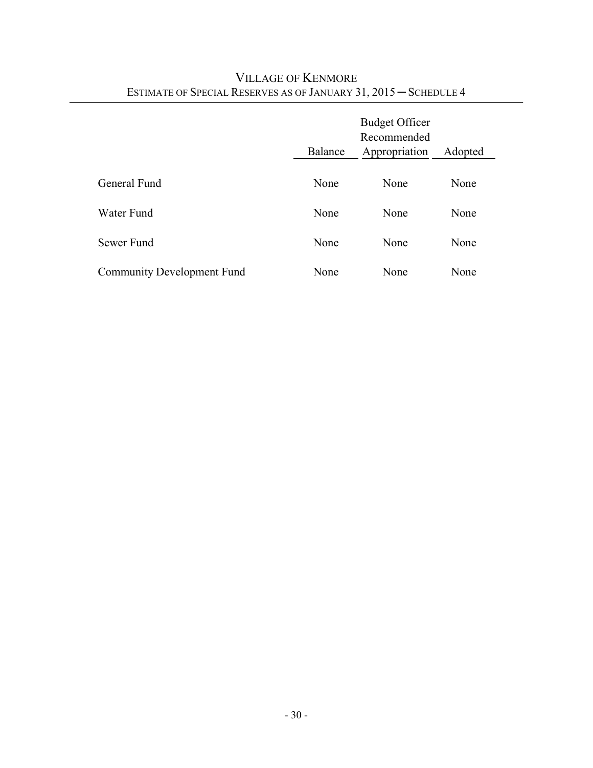# Village of Kenmore

## Estimate of Special Reserves as of January 31, 2015 — Schedule 4

| | Balance | Budget Officer Recommended Appropriation | Adopted |
|---|---|---|---|
| General Fund | None | None | None |
| Water Fund | None | None | None |
| Sewer Fund | None | None | None |
| Community Development Fund | None | None | None |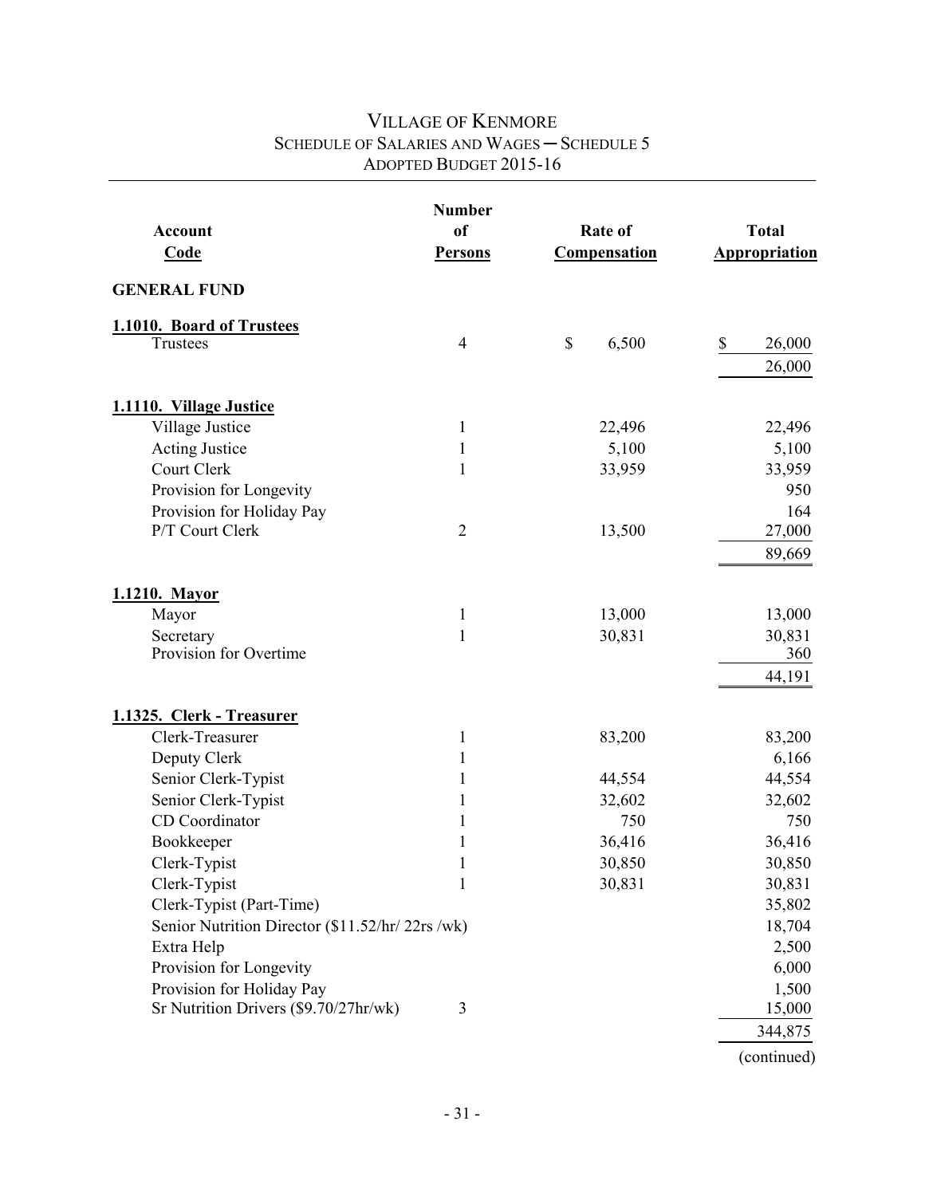# VILLAGE OF KENMORE
## SCHEDULE OF SALARIES AND WAGES ─ SCHEDULE 5
## ADOPTED BUDGET 2015-16

| Account Code | Number of Persons | Rate of Compensation | Total Appropriation |
|---|---|---|---|
| **GENERAL FUND** | | | |
| **1.1010. Board of Trustees** | | | |
| Trustees | 4 | $ 6,500 | $ 26,000 |
| | | | 26,000 |
| **1.1110. Village Justice** | | | |
| Village Justice | 1 | 22,496 | 22,496 |
| Acting Justice | 1 | 5,100 | 5,100 |
| Court Clerk | 1 | 33,959 | 33,959 |
| Provision for Longevity | | | 950 |
| Provision for Holiday Pay | | | 164 |
| P/T Court Clerk | 2 | 13,500 | 27,000 |
| | | | 89,669 |
| **1.1210. Mayor** | | | |
| Mayor | 1 | 13,000 | 13,000 |
| Secretary | 1 | 30,831 | 30,831 |
| Provision for Overtime | | | 360 |
| | | | 44,191 |
| **1.1325. Clerk - Treasurer** | | | |
| Clerk-Treasurer | 1 | 83,200 | 83,200 |
| Deputy Clerk | 1 | | 6,166 |
| Senior Clerk-Typist | 1 | 44,554 | 44,554 |
| Senior Clerk-Typist | 1 | 32,602 | 32,602 |
| CD Coordinator | 1 | 750 | 750 |
| Bookkeeper | 1 | 36,416 | 36,416 |
| Clerk-Typist | 1 | 30,850 | 30,850 |
| Clerk-Typist | 1 | 30,831 | 30,831 |
| Clerk-Typist (Part-Time) | | | 35,802 |
| Senior Nutrition Director ($11.52/hr/ 22rs /wk) | | | 18,704 |
| Extra Help | | | 2,500 |
| Provision for Longevity | | | 6,000 |
| Provision for Holiday Pay | | | 1,500 |
| Sr Nutrition Drivers ($9.70/27hr/wk) | 3 | | 15,000 |
| | | | 344,875 |

(continued)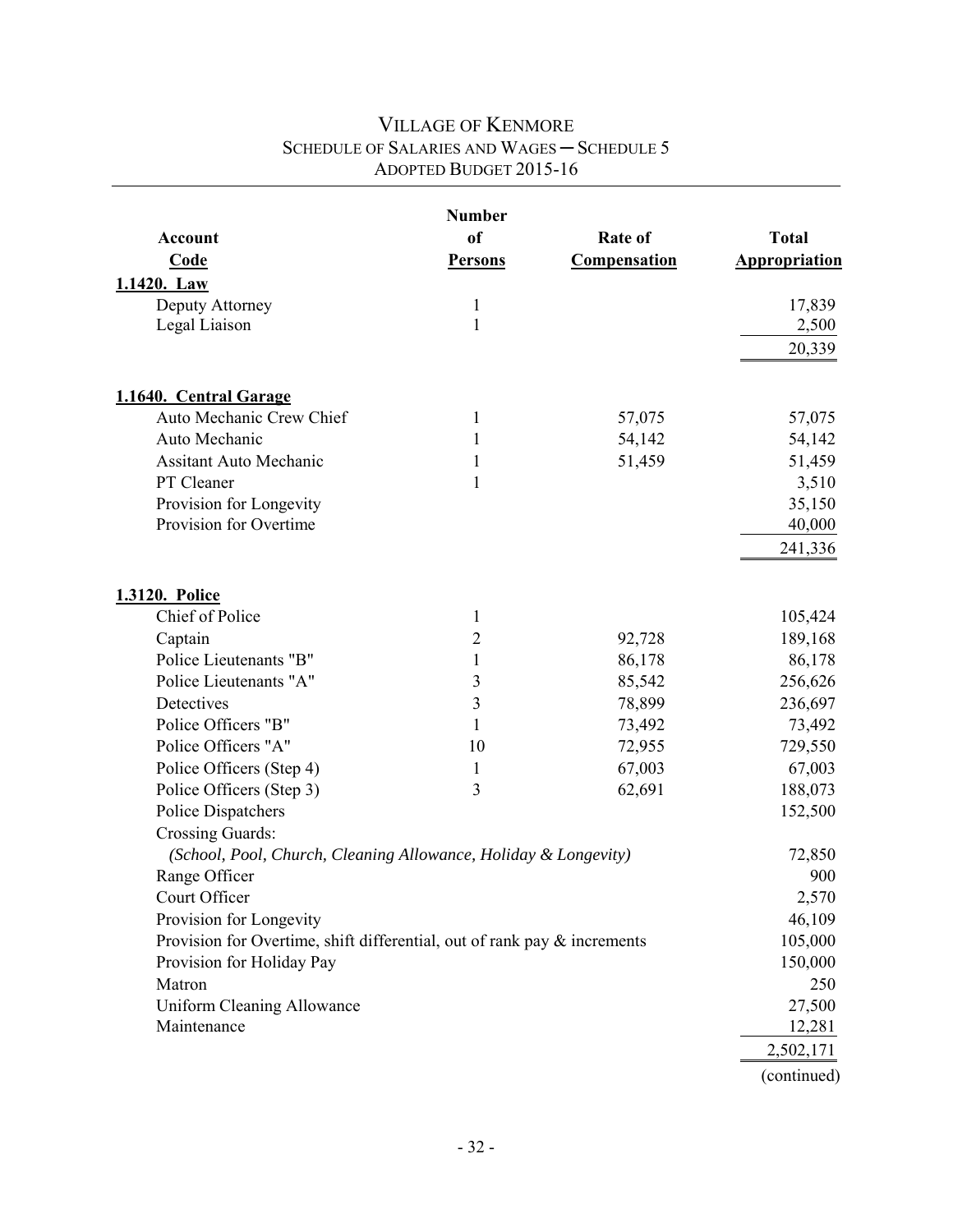# VILLAGE OF KENMORE
## SCHEDULE OF SALARIES AND WAGES ─ SCHEDULE 5
### ADOPTED BUDGET 2015-16

| Account Code | Number of Persons | Rate of Compensation | Total Appropriation |
|---|---|---|---|
| **1.1420. Law** | | | |
| Deputy Attorney | 1 | | 17,839 |
| Legal Liaison | 1 | | 2,500 |
| | | | 20,339 |
| **1.1640. Central Garage** | | | |
| Auto Mechanic Crew Chief | 1 | 57,075 | 57,075 |
| Auto Mechanic | 1 | 54,142 | 54,142 |
| Assitant Auto Mechanic | 1 | 51,459 | 51,459 |
| PT Cleaner | 1 | | 3,510 |
| Provision for Longevity | | | 35,150 |
| Provision for Overtime | | | 40,000 |
| | | | 241,336 |
| **1.3120. Police** | | | |
| Chief of Police | 1 | | 105,424 |
| Captain | 2 | 92,728 | 189,168 |
| Police Lieutenants "B" | 1 | 86,178 | 86,178 |
| Police Lieutenants "A" | 3 | 85,542 | 256,626 |
| Detectives | 3 | 78,899 | 236,697 |
| Police Officers "B" | 1 | 73,492 | 73,492 |
| Police Officers "A" | 10 | 72,955 | 729,550 |
| Police Officers (Step 4) | 1 | 67,003 | 67,003 |
| Police Officers (Step 3) | 3 | 62,691 | 188,073 |
| Police Dispatchers | | | 152,500 |
| Crossing Guards: | | | |
| *(School, Pool, Church, Cleaning Allowance, Holiday & Longevity)* | | | 72,850 |
| Range Officer | | | 900 |
| Court Officer | | | 2,570 |
| Provision for Longevity | | | 46,109 |
| Provision for Overtime, shift differential, out of rank pay & increments | | | 105,000 |
| Provision for Holiday Pay | | | 150,000 |
| Matron | | | 250 |
| Uniform Cleaning Allowance | | | 27,500 |
| Maintenance | | | 12,281 |
| | | | 2,502,171 |

(continued)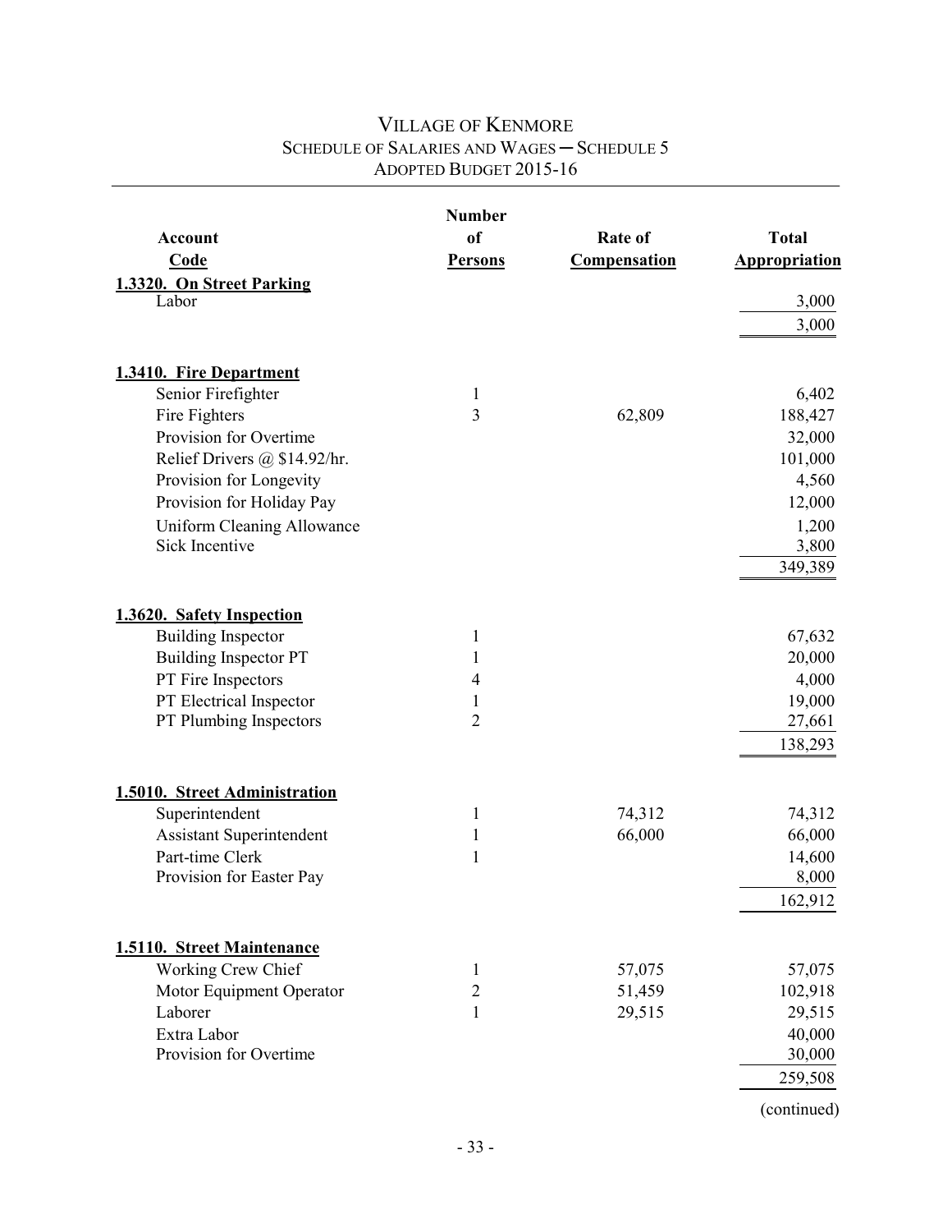# VILLAGE OF KENMORE
## SCHEDULE OF SALARIES AND WAGES ─ SCHEDULE 5
### ADOPTED BUDGET 2015-16

| Account Code | Number of Persons | Rate of Compensation | Total Appropriation |
|---|---|---|---|
| **1.3320. On Street Parking** | | | |
| Labor | | | 3,000 |
| | | | 3,000 |
| **1.3410. Fire Department** | | | |
| Senior Firefighter | 1 | | 6,402 |
| Fire Fighters | 3 | 62,809 | 188,427 |
| Provision for Overtime | | | 32,000 |
| Relief Drivers @ $14.92/hr. | | | 101,000 |
| Provision for Longevity | | | 4,560 |
| Provision for Holiday Pay | | | 12,000 |
| Uniform Cleaning Allowance | | | 1,200 |
| Sick Incentive | | | 3,800 |
| | | | 349,389 |
| **1.3620. Safety Inspection** | | | |
| Building Inspector | 1 | | 67,632 |
| Building Inspector PT | 1 | | 20,000 |
| PT Fire Inspectors | 4 | | 4,000 |
| PT Electrical Inspector | 1 | | 19,000 |
| PT Plumbing Inspectors | 2 | | 27,661 |
| | | | 138,293 |
| **1.5010. Street Administration** | | | |
| Superintendent | 1 | 74,312 | 74,312 |
| Assistant Superintendent | 1 | 66,000 | 66,000 |
| Part-time Clerk | 1 | | 14,600 |
| Provision for Easter Pay | | | 8,000 |
| | | | 162,912 |
| **1.5110. Street Maintenance** | | | |
| Working Crew Chief | 1 | 57,075 | 57,075 |
| Motor Equipment Operator | 2 | 51,459 | 102,918 |
| Laborer | 1 | 29,515 | 29,515 |
| Extra Labor | | | 40,000 |
| Provision for Overtime | | | 30,000 |
| | | | 259,508 |

(continued)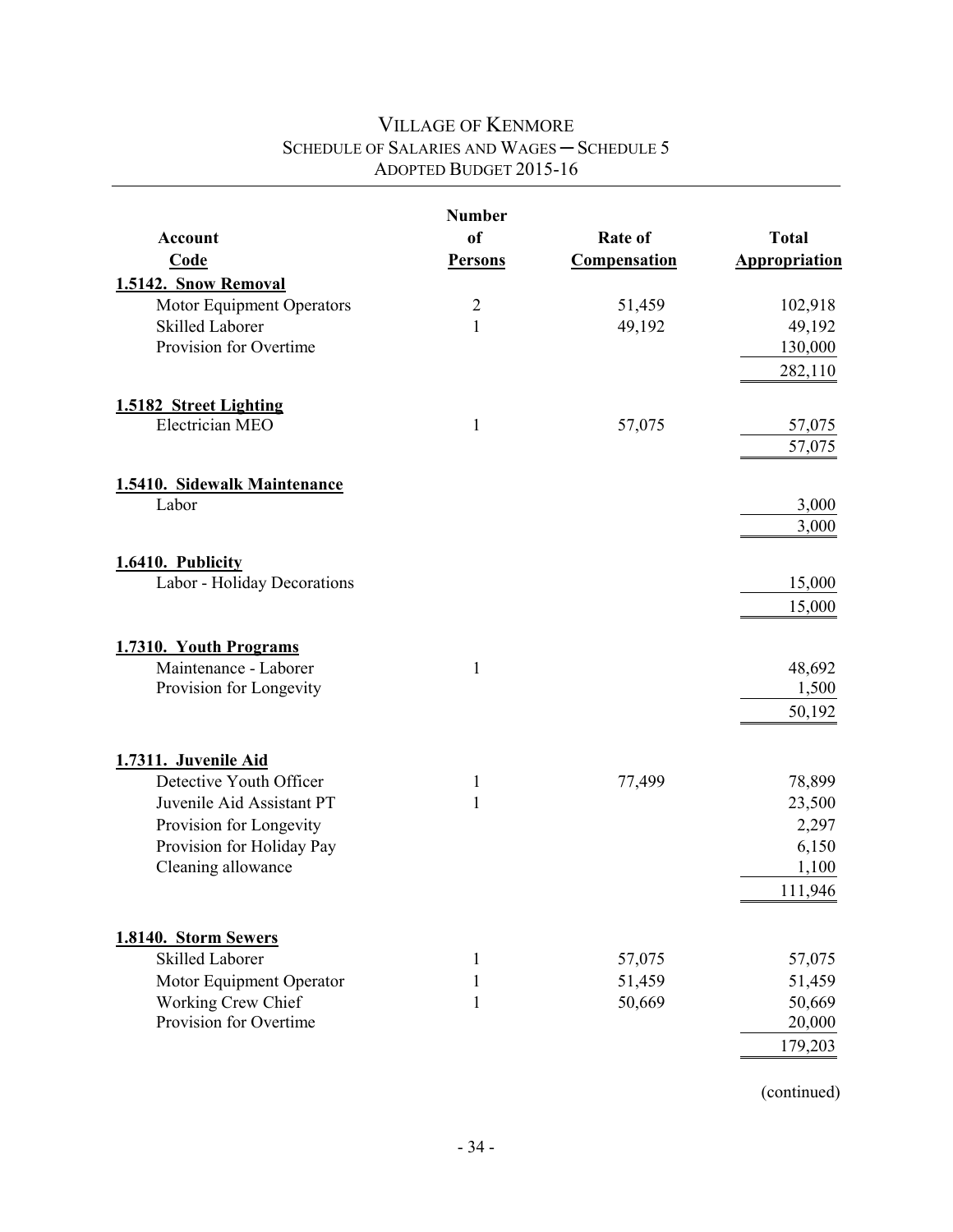# VILLAGE OF KENMORE
## SCHEDULE OF SALARIES AND WAGES ─ SCHEDULE 5
### ADOPTED BUDGET 2015-16

| Account Code | Number of Persons | Rate of Compensation | Total Appropriation |
|---|---|---|---|
| **1.5142. Snow Removal** | | | |
| Motor Equipment Operators | 2 | 51,459 | 102,918 |
| Skilled Laborer | 1 | 49,192 | 49,192 |
| Provision for Overtime | | | 130,000 |
| | | | 282,110 |
| **1.5182 Street Lighting** | | | |
| Electrician MEO | 1 | 57,075 | 57,075 |
| | | | 57,075 |
| **1.5410. Sidewalk Maintenance** | | | |
| Labor | | | 3,000 |
| | | | 3,000 |
| **1.6410. Publicity** | | | |
| Labor - Holiday Decorations | | | 15,000 |
| | | | 15,000 |
| **1.7310. Youth Programs** | | | |
| Maintenance - Laborer | 1 | | 48,692 |
| Provision for Longevity | | | 1,500 |
| | | | 50,192 |
| **1.7311. Juvenile Aid** | | | |
| Detective Youth Officer | 1 | 77,499 | 78,899 |
| Juvenile Aid Assistant PT | 1 | | 23,500 |
| Provision for Longevity | | | 2,297 |
| Provision for Holiday Pay | | | 6,150 |
| Cleaning allowance | | | 1,100 |
| | | | 111,946 |
| **1.8140. Storm Sewers** | | | |
| Skilled Laborer | 1 | 57,075 | 57,075 |
| Motor Equipment Operator | 1 | 51,459 | 51,459 |
| Working Crew Chief | 1 | 50,669 | 50,669 |
| Provision for Overtime | | | 20,000 |
| | | | 179,203 |

(continued)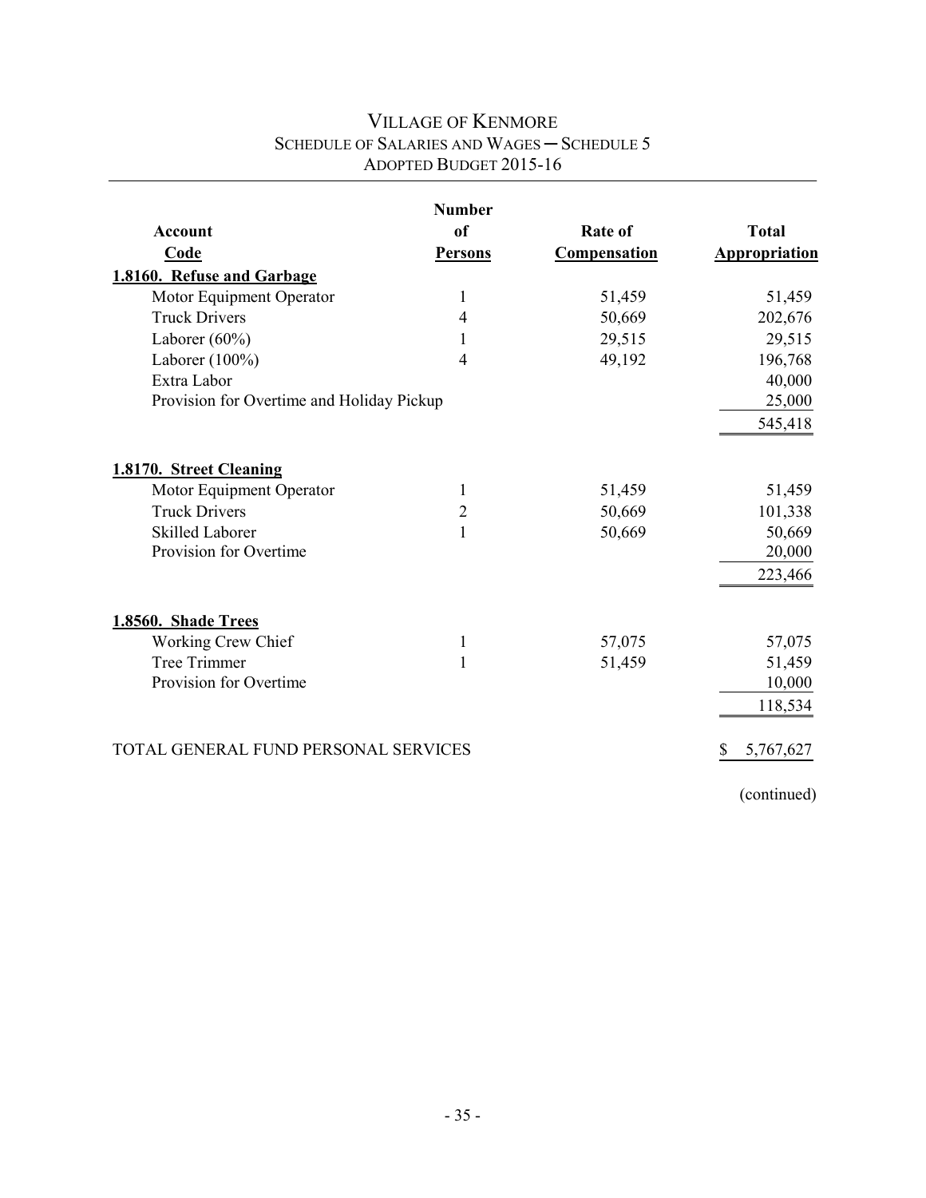# VILLAGE OF KENMORE
## SCHEDULE OF SALARIES AND WAGES ─ SCHEDULE 5
## ADOPTED BUDGET 2015-16

| Account Code | Number of Persons | Rate of Compensation | Total Appropriation |
|---|---|---|---|
| **1.8160. Refuse and Garbage** | | | |
| Motor Equipment Operator | 1 | 51,459 | 51,459 |
| Truck Drivers | 4 | 50,669 | 202,676 |
| Laborer (60%) | 1 | 29,515 | 29,515 |
| Laborer (100%) | 4 | 49,192 | 196,768 |
| Extra Labor | | | 40,000 |
| Provision for Overtime and Holiday Pickup | | | 25,000 |
| | | | 545,418 |
| **1.8170. Street Cleaning** | | | |
| Motor Equipment Operator | 1 | 51,459 | 51,459 |
| Truck Drivers | 2 | 50,669 | 101,338 |
| Skilled Laborer | 1 | 50,669 | 50,669 |
| Provision for Overtime | | | 20,000 |
| | | | 223,466 |
| **1.8560. Shade Trees** | | | |
| Working Crew Chief | 1 | 57,075 | 57,075 |
| Tree Trimmer | 1 | 51,459 | 51,459 |
| Provision for Overtime | | | 10,000 |
| | | | 118,534 |
| TOTAL GENERAL FUND PERSONAL SERVICES | | | $ 5,767,627 |

(continued)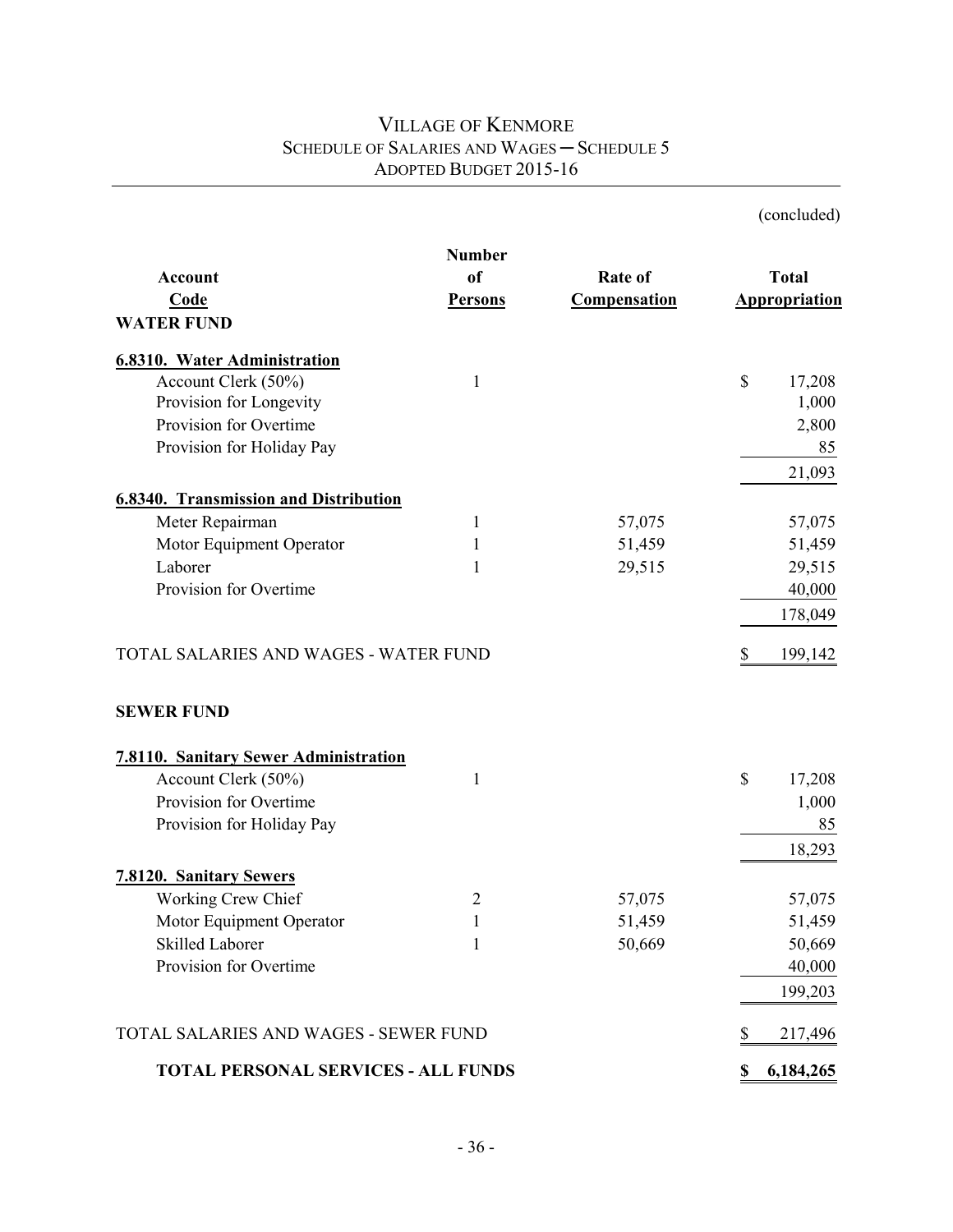# VILLAGE OF KENMORE
## SCHEDULE OF SALARIES AND WAGES ─ SCHEDULE 5
## ADOPTED BUDGET 2015-16

(concluded)

| Account Code | Number of Persons | Rate of Compensation | Total Appropriation |
|---|---|---|---|
| **WATER FUND** | | | |
| **6.8310. Water Administration** | | | |
| Account Clerk (50%) | 1 | | $ 17,208 |
| Provision for Longevity | | | 1,000 |
| Provision for Overtime | | | 2,800 |
| Provision for Holiday Pay | | | 85 |
| | | | 21,093 |
| **6.8340. Transmission and Distribution** | | | |
| Meter Repairman | 1 | 57,075 | 57,075 |
| Motor Equipment Operator | 1 | 51,459 | 51,459 |
| Laborer | 1 | 29,515 | 29,515 |
| Provision for Overtime | | | 40,000 |
| | | | 178,049 |
| TOTAL SALARIES AND WAGES - WATER FUND | | | $ 199,142 |
| **SEWER FUND** | | | |
| **7.8110. Sanitary Sewer Administration** | | | |
| Account Clerk (50%) | 1 | | $ 17,208 |
| Provision for Overtime | | | 1,000 |
| Provision for Holiday Pay | | | 85 |
| | | | 18,293 |
| **7.8120. Sanitary Sewers** | | | |
| Working Crew Chief | 2 | 57,075 | 57,075 |
| Motor Equipment Operator | 1 | 51,459 | 51,459 |
| Skilled Laborer | 1 | 50,669 | 50,669 |
| Provision for Overtime | | | 40,000 |
| | | | 199,203 |
| TOTAL SALARIES AND WAGES - SEWER FUND | | | $ 217,496 |
| **TOTAL PERSONAL SERVICES - ALL FUNDS** | | | **$ 6,184,265** |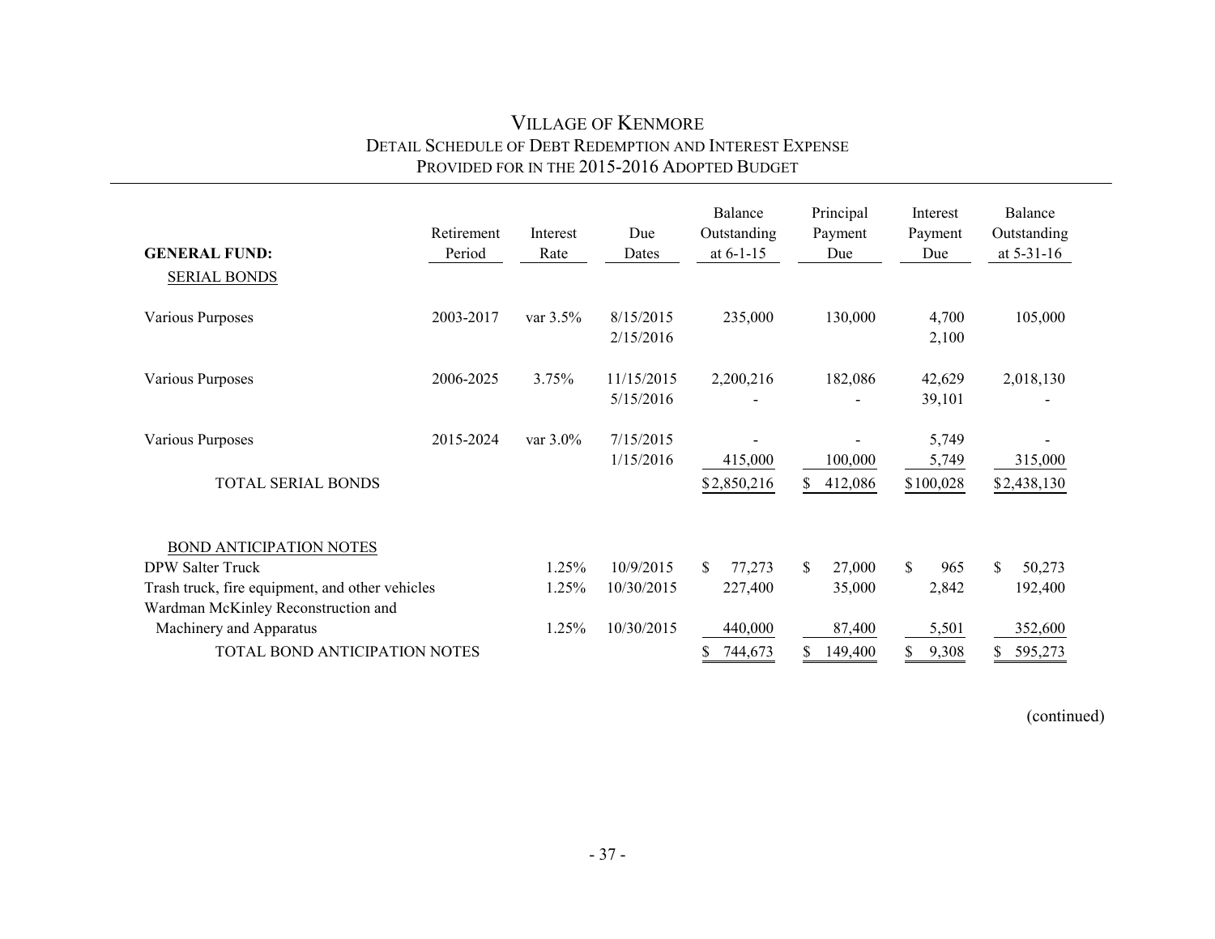# VILLAGE OF KENMORE

## DETAIL SCHEDULE OF DEBT REDEMPTION AND INTEREST EXPENSE PROVIDED FOR IN THE 2015-2016 ADOPTED BUDGET

| GENERAL FUND: | Retirement Period | Interest Rate | Due Dates | Balance Outstanding at 6-1-15 | Principal Payment Due | Interest Payment Due | Balance Outstanding at 5-31-16 |
|---|---|---|---|---|---|---|---|
| SERIAL BONDS | | | | | | | |
| Various Purposes | 2003-2017 | var 3.5% | 8/15/2015 | 235,000 | 130,000 | 4,700 | 105,000 |
| | | | 2/15/2016 | | | 2,100 | |
| Various Purposes | 2006-2025 | 3.75% | 11/15/2015 | 2,200,216 | 182,086 | 42,629 | 2,018,130 |
| | | | 5/15/2016 | - | - | 39,101 | - |
| Various Purposes | 2015-2024 | var 3.0% | 7/15/2015 | - | - | 5,749 | - |
| | | | 1/15/2016 | 415,000 | 100,000 | 5,749 | 315,000 |
| TOTAL SERIAL BONDS | | | | $2,850,216 | $ 412,086 | $100,028 | $2,438,130 |
| | | | | | | | |
| BOND ANTICIPATION NOTES | | | | | | | |
| DPW Salter Truck | | 1.25% | 10/9/2015 | $ 77,273 | $ 27,000 | $ 965 | $ 50,273 |
| Trash truck, fire equipment, and other vehicles | | 1.25% | 10/30/2015 | 227,400 | 35,000 | 2,842 | 192,400 |
| Wardman McKinley Reconstruction and Machinery and Apparatus | | 1.25% | 10/30/2015 | 440,000 | 87,400 | 5,501 | 352,600 |
| TOTAL BOND ANTICIPATION NOTES | | | | $ 744,673 | $ 149,400 | $ 9,308 | $ 595,273 |

(continued)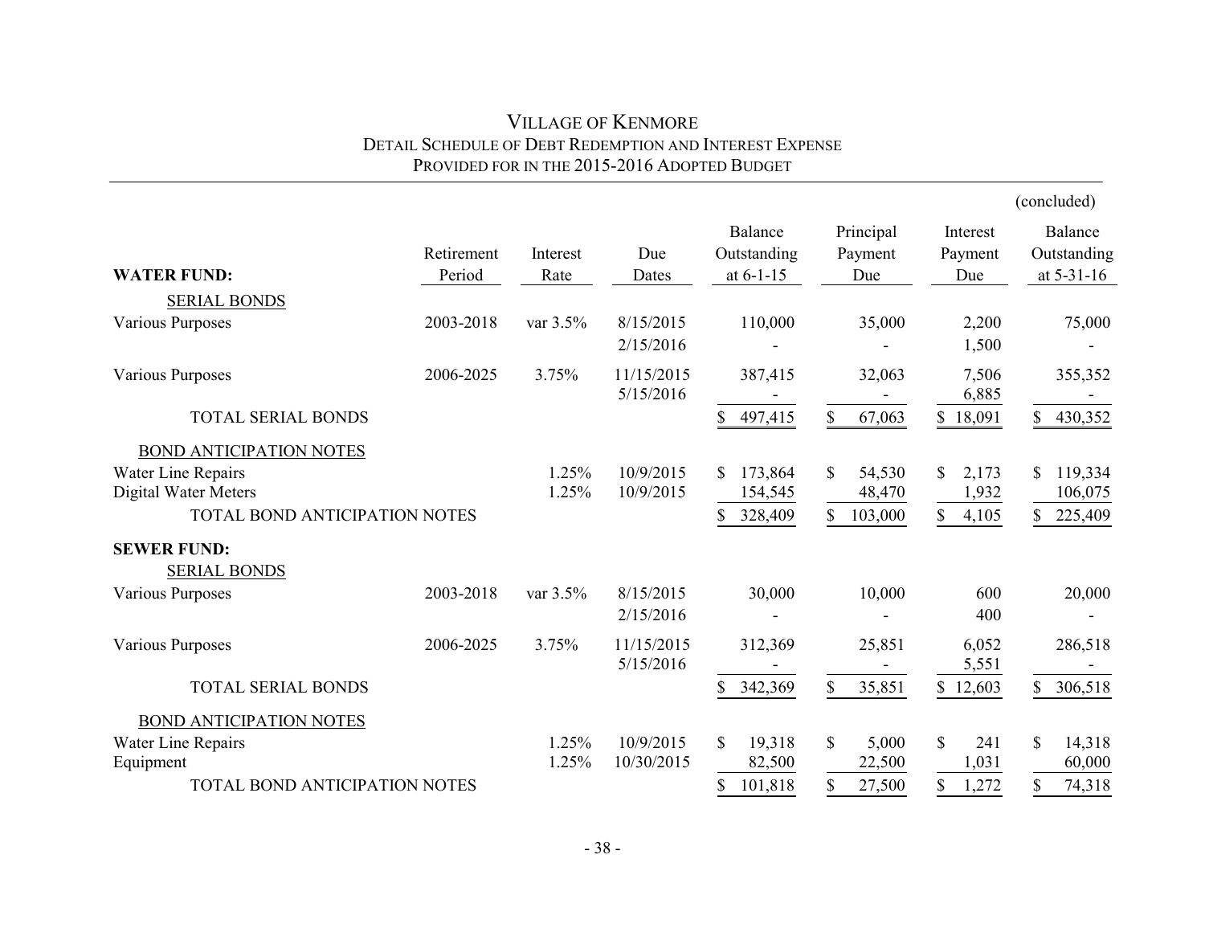# VILLAGE OF KENMORE

## DETAIL SCHEDULE OF DEBT REDEMPTION AND INTEREST EXPENSE PROVIDED FOR IN THE 2015-2016 ADOPTED BUDGET

(concluded)

| WATER FUND: | Retirement Period | Interest Rate | Due Dates | Balance Outstanding at 6-1-15 | Principal Payment Due | Interest Payment Due | Balance Outstanding at 5-31-16 |
|---|---|---|---|---|---|---|---|
| SERIAL BONDS | | | | | | | |
| Various Purposes | 2003-2018 | var 3.5% | 8/15/2015 | 110,000 | 35,000 | 2,200 | 75,000 |
| | | | 2/15/2016 | - | - | 1,500 | - |
| Various Purposes | 2006-2025 | 3.75% | 11/15/2015 | 387,415 | 32,063 | 7,506 | 355,352 |
| | | | 5/15/2016 | - | - | 6,885 | - |
| TOTAL SERIAL BONDS | | | | $ 497,415 | $ 67,063 | $ 18,091 | $ 430,352 |
| BOND ANTICIPATION NOTES | | | | | | | |
| Water Line Repairs | | 1.25% | 10/9/2015 | $ 173,864 | $ 54,530 | $ 2,173 | $ 119,334 |
| Digital Water Meters | | 1.25% | 10/9/2015 | 154,545 | 48,470 | 1,932 | 106,075 |
| TOTAL BOND ANTICIPATION NOTES | | | | $ 328,409 | $ 103,000 | $ 4,105 | $ 225,409 |
| **SEWER FUND:** | | | | | | | |
| SERIAL BONDS | | | | | | | |
| Various Purposes | 2003-2018 | var 3.5% | 8/15/2015 | 30,000 | 10,000 | 600 | 20,000 |
| | | | 2/15/2016 | - | - | 400 | - |
| Various Purposes | 2006-2025 | 3.75% | 11/15/2015 | 312,369 | 25,851 | 6,052 | 286,518 |
| | | | 5/15/2016 | - | - | 5,551 | - |
| TOTAL SERIAL BONDS | | | | $ 342,369 | $ 35,851 | $ 12,603 | $ 306,518 |
| BOND ANTICIPATION NOTES | | | | | | | |
| Water Line Repairs | | 1.25% | 10/9/2015 | $ 19,318 | $ 5,000 | $ 241 | $ 14,318 |
| Equipment | | 1.25% | 10/30/2015 | 82,500 | 22,500 | 1,031 | 60,000 |
| TOTAL BOND ANTICIPATION NOTES | | | | $ 101,818 | $ 27,500 | $ 1,272 | $ 74,318 |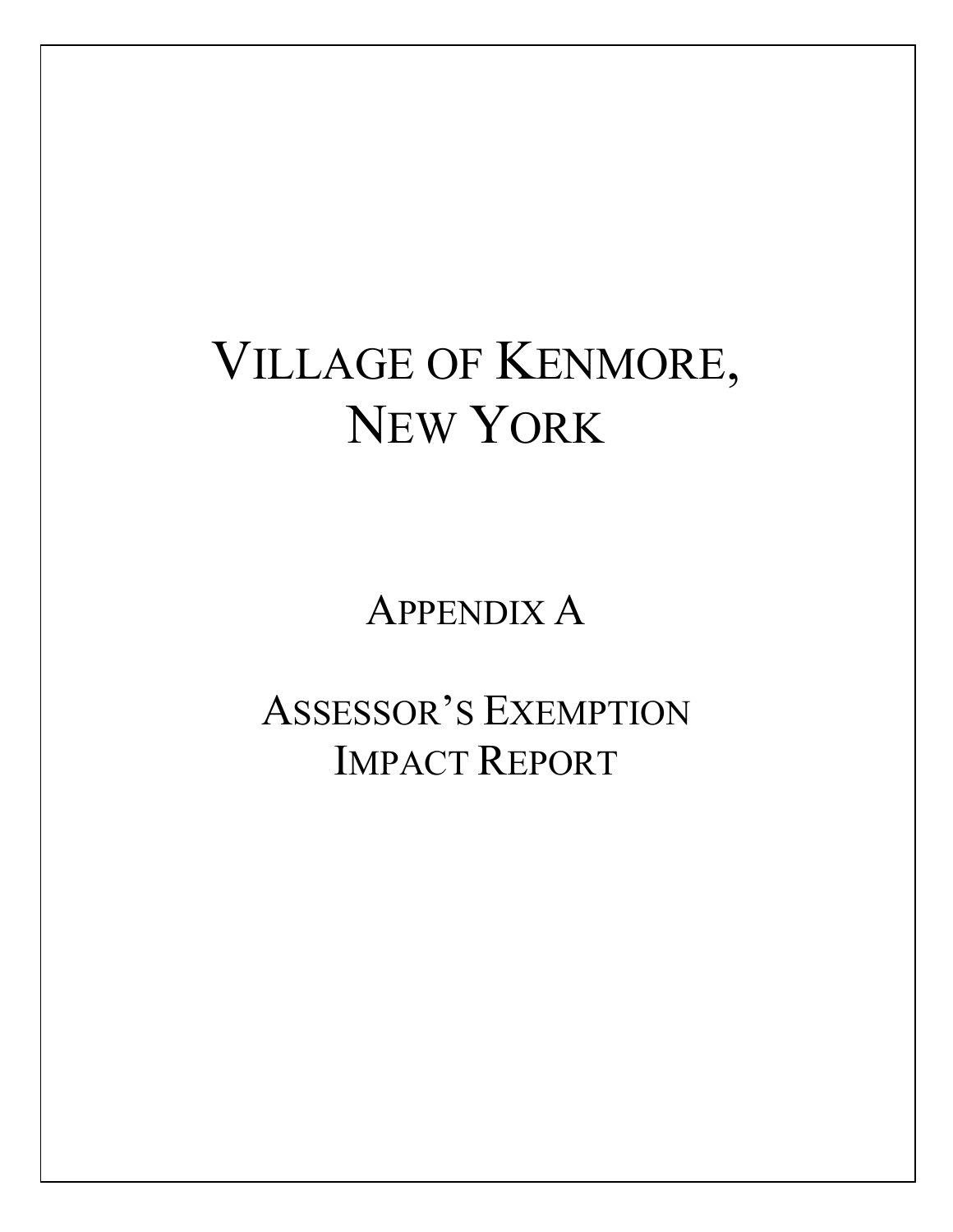# VILLAGE OF KENMORE, NEW YORK

## APPENDIX A

## ASSESSOR'S EXEMPTION IMPACT REPORT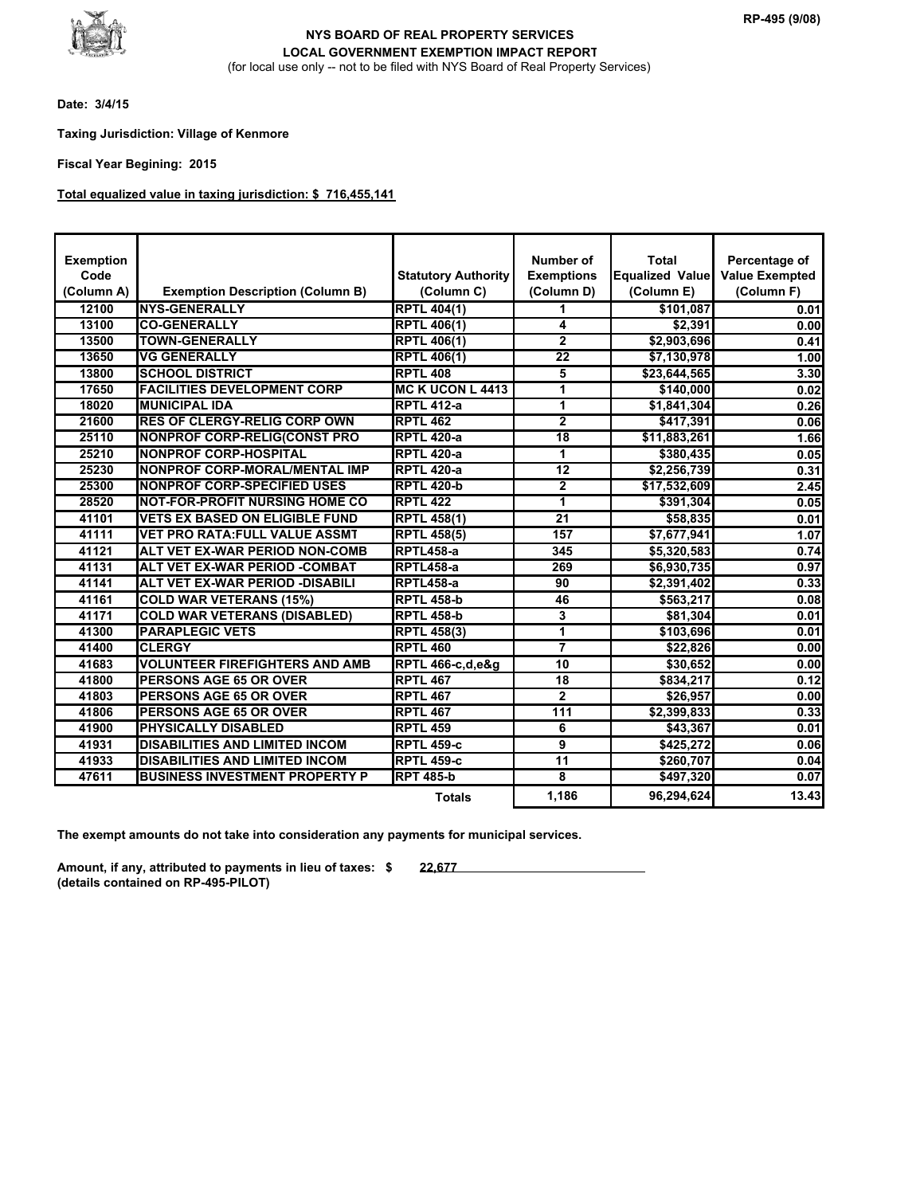RP-495 (9/08)

**NYS BOARD OF REAL PROPERTY SERVICES**
**LOCAL GOVERNMENT EXEMPTION IMPACT REPORT**
(for local use only -- not to be filed with NYS Board of Real Property Services)

**Date: 3/4/15**

**Taxing Jurisdiction: Village of Kenmore**

**Fiscal Year Begining: 2015**

**Total equalized value in taxing jurisdiction: $ 716,455,141**

| Exemption Code (Column A) | Exemption Description (Column B) | Statutory Authority (Column C) | Number of Exemptions (Column D) | Total Equalized Value (Column E) | Percentage of Value Exempted (Column F) |
|---|---|---|---|---|---|
| 12100 | NYS-GENERALLY | RPTL 404(1) | 1 | $101,087 | 0.01 |
| 13100 | CO-GENERALLY | RPTL 406(1) | 4 | $2,391 | 0.00 |
| 13500 | TOWN-GENERALLY | RPTL 406(1) | 2 | $2,903,696 | 0.41 |
| 13650 | VG GENERALLY | RPTL 406(1) | 22 | $7,130,978 | 1.00 |
| 13800 | SCHOOL DISTRICT | RPTL 408 | 5 | $23,644,565 | 3.30 |
| 17650 | FACILITIES DEVELOPMENT CORP | MC K UCON L 4413 | 1 | $140,000 | 0.02 |
| 18020 | MUNICIPAL IDA | RPTL 412-a | 1 | $1,841,304 | 0.26 |
| 21600 | RES OF CLERGY-RELIG CORP OWN | RPTL 462 | 2 | $417,391 | 0.06 |
| 25110 | NONPROF CORP-RELIG(CONST PRO | RPTL 420-a | 18 | $11,883,261 | 1.66 |
| 25210 | NONPROF CORP-HOSPITAL | RPTL 420-a | 1 | $380,435 | 0.05 |
| 25230 | NONPROF CORP-MORAL/MENTAL IMP | RPTL 420-a | 12 | $2,256,739 | 0.31 |
| 25300 | NONPROF CORP-SPECIFIED USES | RPTL 420-b | 2 | $17,532,609 | 2.45 |
| 28520 | NOT-FOR-PROFIT NURSING HOME CO | RPTL 422 | 1 | $391,304 | 0.05 |
| 41101 | VETS EX BASED ON ELIGIBLE FUND | RPTL 458(1) | 21 | $58,835 | 0.01 |
| 41111 | VET PRO RATA:FULL VALUE ASSMT | RPTL 458(5) | 157 | $7,677,941 | 1.07 |
| 41121 | ALT VET EX-WAR PERIOD NON-COMB | RPTL458-a | 345 | $5,320,583 | 0.74 |
| 41131 | ALT VET EX-WAR PERIOD -COMBAT | RPTL458-a | 269 | $6,930,735 | 0.97 |
| 41141 | ALT VET EX-WAR PERIOD -DISABILI | RPTL458-a | 90 | $2,391,402 | 0.33 |
| 41161 | COLD WAR VETERANS (15%) | RPTL 458-b | 46 | $563,217 | 0.08 |
| 41171 | COLD WAR VETERANS (DISABLED) | RPTL 458-b | 3 | $81,304 | 0.01 |
| 41300 | PARAPLEGIC VETS | RPTL 458(3) | 1 | $103,696 | 0.01 |
| 41400 | CLERGY | RPTL 460 | 7 | $22,826 | 0.00 |
| 41683 | VOLUNTEER FIREFIGHTERS AND AMB | RPTL 466-c,d,e&g | 10 | $30,652 | 0.00 |
| 41800 | PERSONS AGE 65 OR OVER | RPTL 467 | 18 | $834,217 | 0.12 |
| 41803 | PERSONS AGE 65 OR OVER | RPTL 467 | 2 | $26,957 | 0.00 |
| 41806 | PERSONS AGE 65 OR OVER | RPTL 467 | 111 | $2,399,833 | 0.33 |
| 41900 | PHYSICALLY DISABLED | RPTL 459 | 6 | $43,367 | 0.01 |
| 41931 | DISABILITIES AND LIMITED INCOM | RPTL 459-c | 9 | $425,272 | 0.06 |
| 41933 | DISABILITIES AND LIMITED INCOM | RPTL 459-c | 11 | $260,707 | 0.04 |
| 47611 | BUSINESS INVESTMENT PROPERTY P | RPT 485-b | 8 | $497,320 | 0.07 |
| | | **Totals** | 1,186 | 96,294,624 | 13.43 |

**The exempt amounts do not take into consideration any payments for municipal services.**

**Amount, if any, attributed to payments in lieu of taxes: $ 22,677**
**(details contained on RP-495-PILOT)**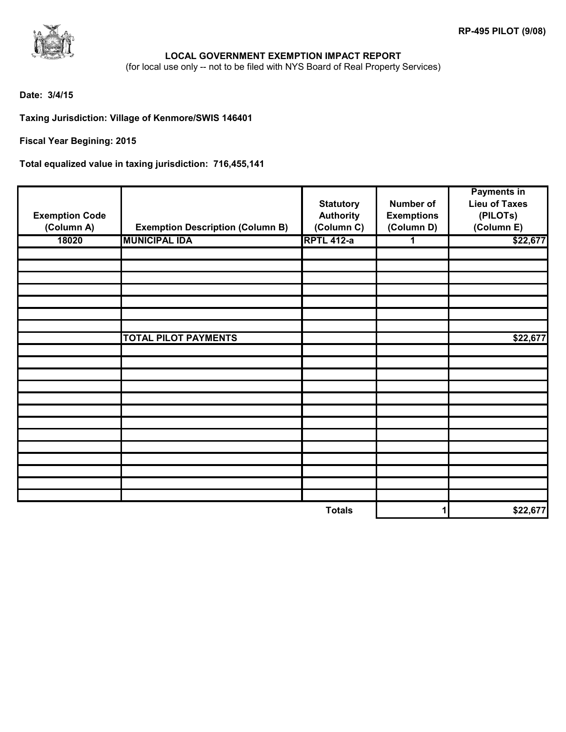RP-495 PILOT (9/08)

**LOCAL GOVERNMENT EXEMPTION IMPACT REPORT**
(for local use only -- not to be filed with NYS Board of Real Property Services)

**Date: 3/4/15**

**Taxing Jurisdiction: Village of Kenmore/SWIS 146401**

**Fiscal Year Begining: 2015**

**Total equalized value in taxing jurisdiction: 716,455,141**

| Exemption Code (Column A) | Exemption Description (Column B) | Statutory Authority (Column C) | Number of Exemptions (Column D) | Payments in Lieu of Taxes (PILOTs) (Column E) |
|---|---|---|---|---|
| 18020 | MUNICIPAL IDA | RPTL 412-a | 1 | $22,677 |
| | | | | |
| | | | | |
| | | | | |
| | | | | |
| | | | | |
| | | | | |
| | | | | |
| | TOTAL PILOT PAYMENTS | | | $22,677 |
| | | | | |
| | | | | |
| | | | | |
| | | | | |
| | | | | |
| | | | | |
| | | | | |
| | | | | |
| | | | | |
| | | | | |
| | | | | |
| | | | | |
| | | | | |
| | | Totals | 1 | $22,677 |